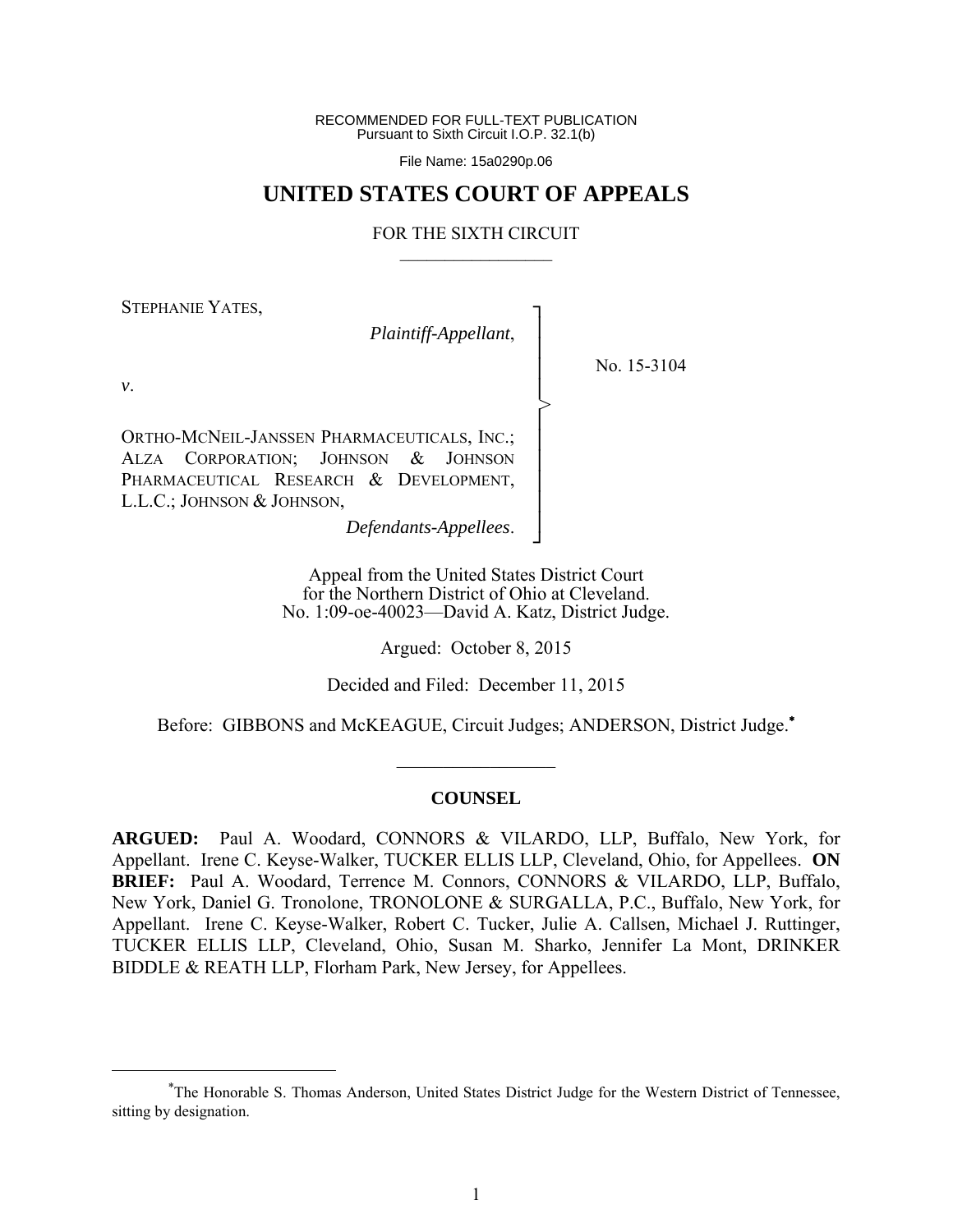RECOMMENDED FOR FULL-TEXT PUBLICATION
Pursuant to Sixth Circuit I.O.P. 32.1(b)

File Name: 15a0290p.06

# UNITED STATES COURT OF APPEALS

FOR THE SIXTH CIRCUIT

STEPHANIE YATES,

*Plaintiff-Appellant*,

*v*.

ORTHO-MCNEIL-JANSSEN PHARMACEUTICALS, INC.; ALZA CORPORATION; JOHNSON & JOHNSON PHARMACEUTICAL RESEARCH & DEVELOPMENT, L.L.C.; JOHNSON & JOHNSON,

*Defendants-Appellees*.

No. 15-3104

Appeal from the United States District Court
for the Northern District of Ohio at Cleveland.
No. 1:09-oe-40023—David A. Katz, District Judge.

Argued: October 8, 2015

Decided and Filed: December 11, 2015

Before: GIBBONS and McKEAGUE, Circuit Judges; ANDERSON, District Judge.*

## COUNSEL

**ARGUED:** Paul A. Woodard, CONNORS & VILARDO, LLP, Buffalo, New York, for Appellant. Irene C. Keyse-Walker, TUCKER ELLIS LLP, Cleveland, Ohio, for Appellees. **ON BRIEF:** Paul A. Woodard, Terrence M. Connors, CONNORS & VILARDO, LLP, Buffalo, New York, Daniel G. Tronolone, TRONOLONE & SURGALLA, P.C., Buffalo, New York, for Appellant. Irene C. Keyse-Walker, Robert C. Tucker, Julie A. Callsen, Michael J. Ruttinger, TUCKER ELLIS LLP, Cleveland, Ohio, Susan M. Sharko, Jennifer La Mont, DRINKER BIDDLE & REATH LLP, Florham Park, New Jersey, for Appellees.

*The Honorable S. Thomas Anderson, United States District Judge for the Western District of Tennessee, sitting by designation.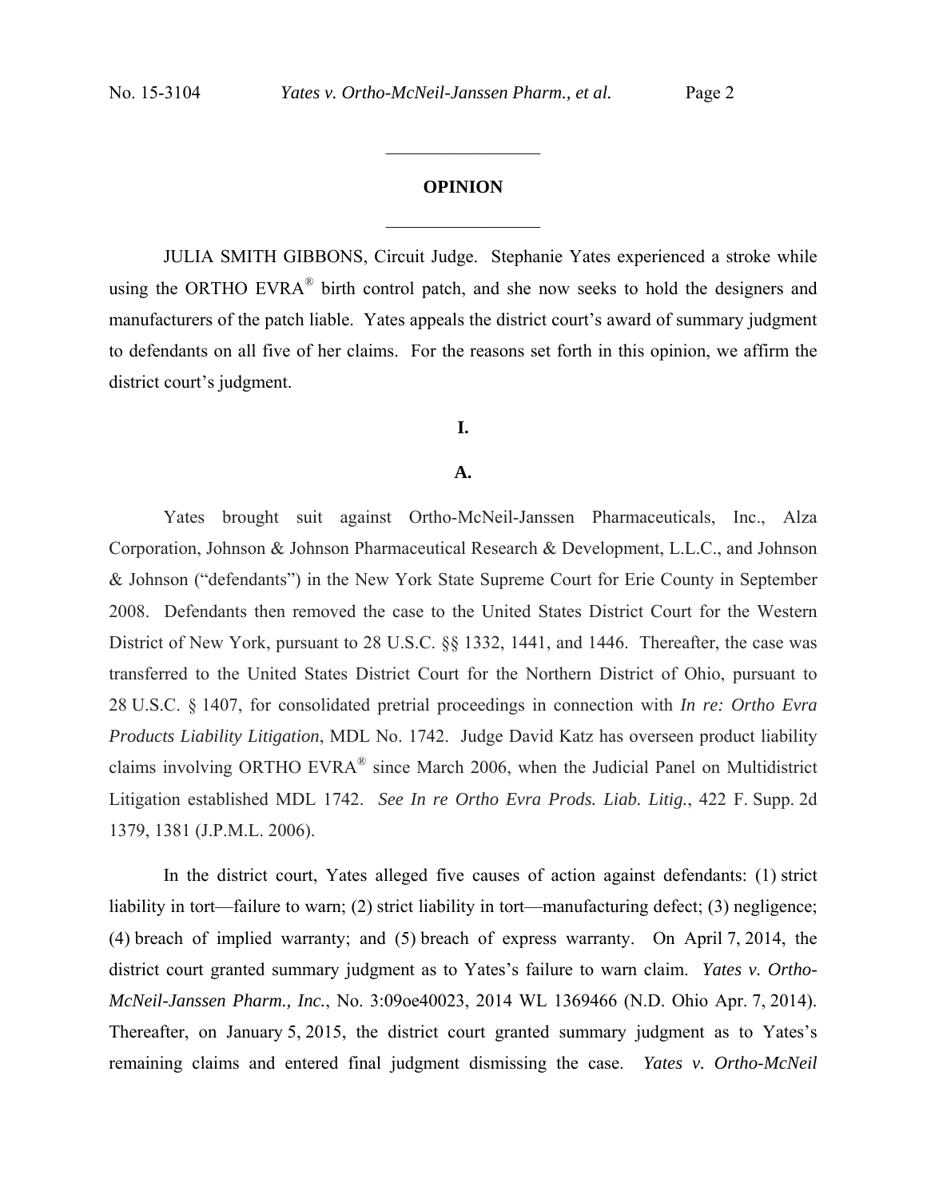## OPINION

JULIA SMITH GIBBONS, Circuit Judge. Stephanie Yates experienced a stroke while using the ORTHO EVRA® birth control patch, and she now seeks to hold the designers and manufacturers of the patch liable. Yates appeals the district court's award of summary judgment to defendants on all five of her claims. For the reasons set forth in this opinion, we affirm the district court's judgment.

### I.

### A.

Yates brought suit against Ortho-McNeil-Janssen Pharmaceuticals, Inc., Alza Corporation, Johnson & Johnson Pharmaceutical Research & Development, L.L.C., and Johnson & Johnson ("defendants") in the New York State Supreme Court for Erie County in September 2008. Defendants then removed the case to the United States District Court for the Western District of New York, pursuant to 28 U.S.C. §§ 1332, 1441, and 1446. Thereafter, the case was transferred to the United States District Court for the Northern District of Ohio, pursuant to 28 U.S.C. § 1407, for consolidated pretrial proceedings in connection with *In re: Ortho Evra Products Liability Litigation*, MDL No. 1742. Judge David Katz has overseen product liability claims involving ORTHO EVRA® since March 2006, when the Judicial Panel on Multidistrict Litigation established MDL 1742. *See In re Ortho Evra Prods. Liab. Litig.*, 422 F. Supp. 2d 1379, 1381 (J.P.M.L. 2006).

In the district court, Yates alleged five causes of action against defendants: (1) strict liability in tort—failure to warn; (2) strict liability in tort—manufacturing defect; (3) negligence; (4) breach of implied warranty; and (5) breach of express warranty. On April 7, 2014, the district court granted summary judgment as to Yates's failure to warn claim. *Yates v. Ortho-McNeil-Janssen Pharm., Inc.*, No. 3:09oe40023, 2014 WL 1369466 (N.D. Ohio Apr. 7, 2014). Thereafter, on January 5, 2015, the district court granted summary judgment as to Yates's remaining claims and entered final judgment dismissing the case. *Yates v. Ortho-McNeil*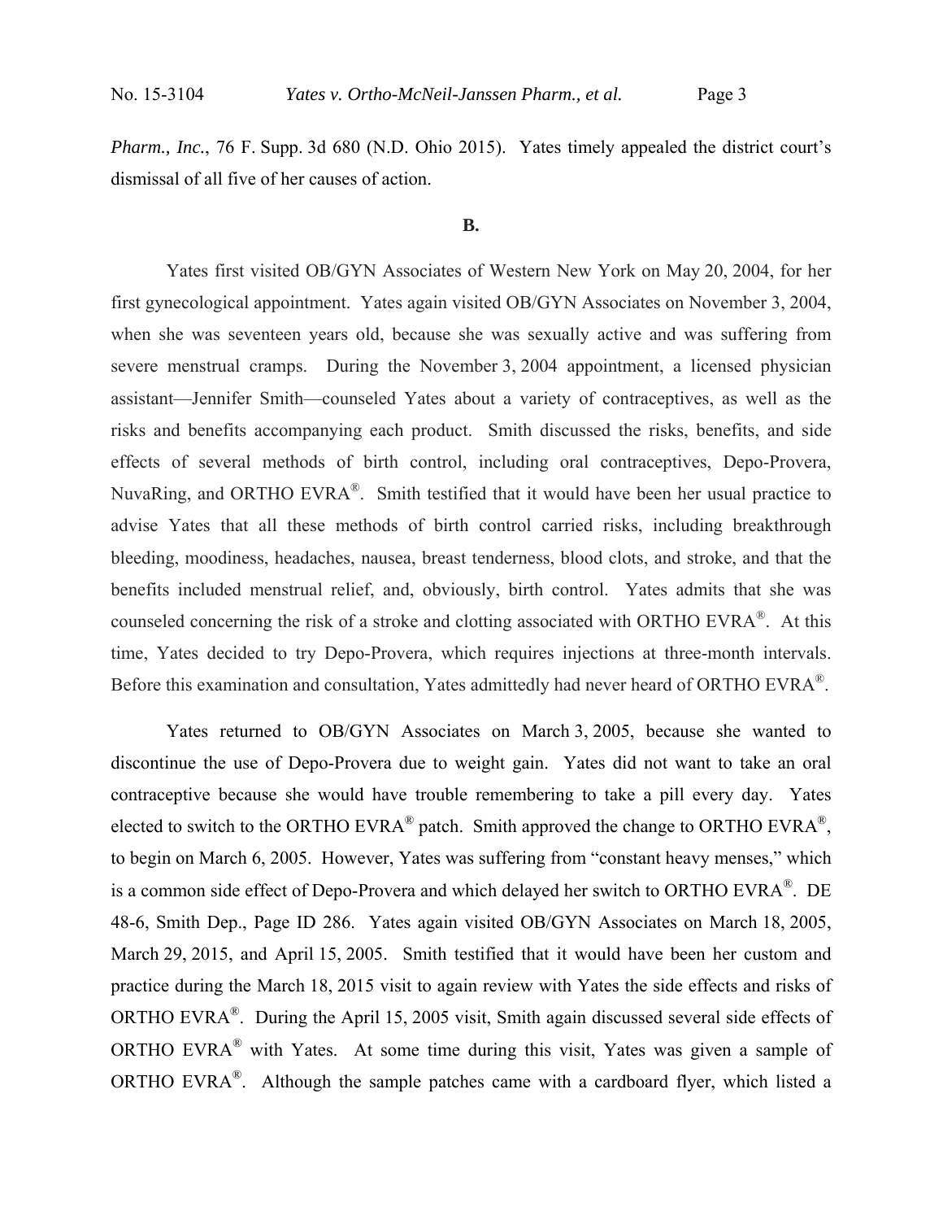*Pharm., Inc.*, 76 F. Supp. 3d 680 (N.D. Ohio 2015). Yates timely appealed the district court's dismissal of all five of her causes of action.

**B.**

Yates first visited OB/GYN Associates of Western New York on May 20, 2004, for her first gynecological appointment. Yates again visited OB/GYN Associates on November 3, 2004, when she was seventeen years old, because she was sexually active and was suffering from severe menstrual cramps. During the November 3, 2004 appointment, a licensed physician assistant—Jennifer Smith—counseled Yates about a variety of contraceptives, as well as the risks and benefits accompanying each product. Smith discussed the risks, benefits, and side effects of several methods of birth control, including oral contraceptives, Depo-Provera, NuvaRing, and ORTHO EVRA®. Smith testified that it would have been her usual practice to advise Yates that all these methods of birth control carried risks, including breakthrough bleeding, moodiness, headaches, nausea, breast tenderness, blood clots, and stroke, and that the benefits included menstrual relief, and, obviously, birth control. Yates admits that she was counseled concerning the risk of a stroke and clotting associated with ORTHO EVRA®. At this time, Yates decided to try Depo-Provera, which requires injections at three-month intervals. Before this examination and consultation, Yates admittedly had never heard of ORTHO EVRA®.

Yates returned to OB/GYN Associates on March 3, 2005, because she wanted to discontinue the use of Depo-Provera due to weight gain. Yates did not want to take an oral contraceptive because she would have trouble remembering to take a pill every day. Yates elected to switch to the ORTHO EVRA® patch. Smith approved the change to ORTHO EVRA®, to begin on March 6, 2005. However, Yates was suffering from "constant heavy menses," which is a common side effect of Depo-Provera and which delayed her switch to ORTHO EVRA®. DE 48-6, Smith Dep., Page ID 286. Yates again visited OB/GYN Associates on March 18, 2005, March 29, 2015, and April 15, 2005. Smith testified that it would have been her custom and practice during the March 18, 2015 visit to again review with Yates the side effects and risks of ORTHO EVRA®. During the April 15, 2005 visit, Smith again discussed several side effects of ORTHO EVRA® with Yates. At some time during this visit, Yates was given a sample of ORTHO EVRA®. Although the sample patches came with a cardboard flyer, which listed a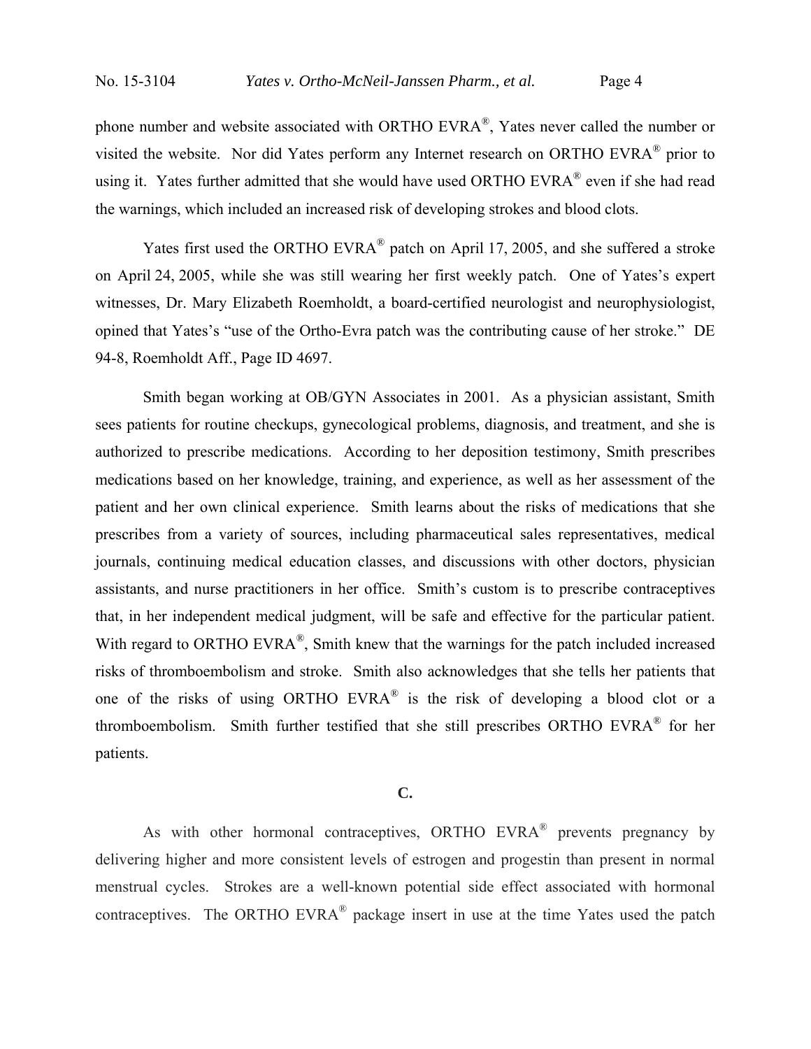phone number and website associated with ORTHO EVRA®, Yates never called the number or visited the website. Nor did Yates perform any Internet research on ORTHO EVRA® prior to using it. Yates further admitted that she would have used ORTHO EVRA® even if she had read the warnings, which included an increased risk of developing strokes and blood clots.

Yates first used the ORTHO EVRA® patch on April 17, 2005, and she suffered a stroke on April 24, 2005, while she was still wearing her first weekly patch. One of Yates's expert witnesses, Dr. Mary Elizabeth Roemholdt, a board-certified neurologist and neurophysiologist, opined that Yates's "use of the Ortho-Evra patch was the contributing cause of her stroke." DE 94-8, Roemholdt Aff., Page ID 4697.

Smith began working at OB/GYN Associates in 2001. As a physician assistant, Smith sees patients for routine checkups, gynecological problems, diagnosis, and treatment, and she is authorized to prescribe medications. According to her deposition testimony, Smith prescribes medications based on her knowledge, training, and experience, as well as her assessment of the patient and her own clinical experience. Smith learns about the risks of medications that she prescribes from a variety of sources, including pharmaceutical sales representatives, medical journals, continuing medical education classes, and discussions with other doctors, physician assistants, and nurse practitioners in her office. Smith's custom is to prescribe contraceptives that, in her independent medical judgment, will be safe and effective for the particular patient. With regard to ORTHO EVRA®, Smith knew that the warnings for the patch included increased risks of thromboembolism and stroke. Smith also acknowledges that she tells her patients that one of the risks of using ORTHO EVRA® is the risk of developing a blood clot or a thromboembolism. Smith further testified that she still prescribes ORTHO EVRA® for her patients.

### C.

As with other hormonal contraceptives, ORTHO EVRA® prevents pregnancy by delivering higher and more consistent levels of estrogen and progestin than present in normal menstrual cycles. Strokes are a well-known potential side effect associated with hormonal contraceptives. The ORTHO EVRA® package insert in use at the time Yates used the patch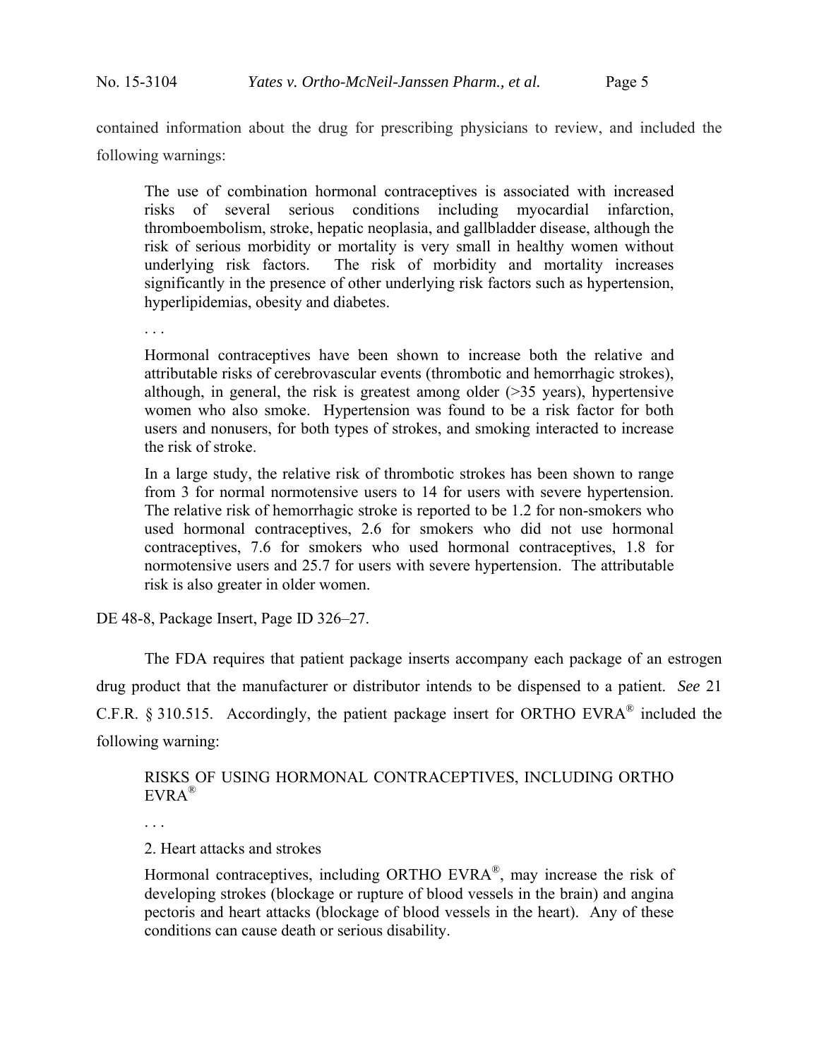contained information about the drug for prescribing physicians to review, and included the following warnings:

> The use of combination hormonal contraceptives is associated with increased risks of several serious conditions including myocardial infarction, thromboembolism, stroke, hepatic neoplasia, and gallbladder disease, although the risk of serious morbidity or mortality is very small in healthy women without underlying risk factors. The risk of morbidity and mortality increases significantly in the presence of other underlying risk factors such as hypertension, hyperlipidemias, obesity and diabetes.
>
> . . .
>
> Hormonal contraceptives have been shown to increase both the relative and attributable risks of cerebrovascular events (thrombotic and hemorrhagic strokes), although, in general, the risk is greatest among older (>35 years), hypertensive women who also smoke. Hypertension was found to be a risk factor for both users and nonusers, for both types of strokes, and smoking interacted to increase the risk of stroke.
>
> In a large study, the relative risk of thrombotic strokes has been shown to range from 3 for normal normotensive users to 14 for users with severe hypertension. The relative risk of hemorrhagic stroke is reported to be 1.2 for non-smokers who used hormonal contraceptives, 2.6 for smokers who did not use hormonal contraceptives, 7.6 for smokers who used hormonal contraceptives, 1.8 for normotensive users and 25.7 for users with severe hypertension. The attributable risk is also greater in older women.

DE 48-8, Package Insert, Page ID 326–27.

The FDA requires that patient package inserts accompany each package of an estrogen drug product that the manufacturer or distributor intends to be dispensed to a patient. *See* 21 C.F.R. § 310.515. Accordingly, the patient package insert for ORTHO EVRA® included the following warning:

> RISKS OF USING HORMONAL CONTRACEPTIVES, INCLUDING ORTHO EVRA®
>
> . . .
>
> 2. Heart attacks and strokes
>
> Hormonal contraceptives, including ORTHO EVRA®, may increase the risk of developing strokes (blockage or rupture of blood vessels in the brain) and angina pectoris and heart attacks (blockage of blood vessels in the heart). Any of these conditions can cause death or serious disability.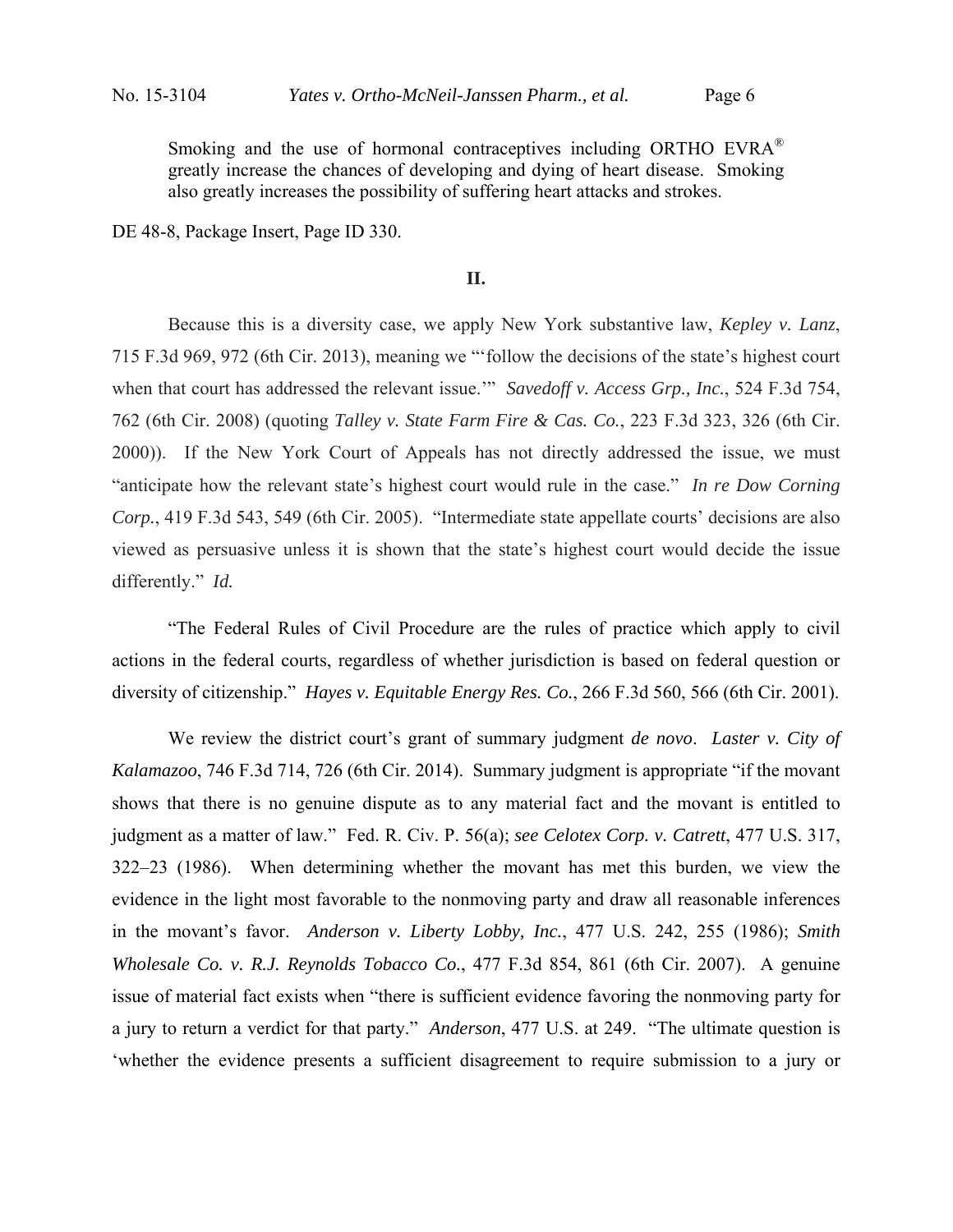> Smoking and the use of hormonal contraceptives including ORTHO EVRA® greatly increase the chances of developing and dying of heart disease. Smoking also greatly increases the possibility of suffering heart attacks and strokes.

DE 48-8, Package Insert, Page ID 330.

## II.

Because this is a diversity case, we apply New York substantive law, *Kepley v. Lanz*, 715 F.3d 969, 972 (6th Cir. 2013), meaning we "'follow the decisions of the state's highest court when that court has addressed the relevant issue.'" *Savedoff v. Access Grp., Inc.*, 524 F.3d 754, 762 (6th Cir. 2008) (quoting *Talley v. State Farm Fire & Cas. Co.*, 223 F.3d 323, 326 (6th Cir. 2000)). If the New York Court of Appeals has not directly addressed the issue, we must "anticipate how the relevant state's highest court would rule in the case." *In re Dow Corning Corp.*, 419 F.3d 543, 549 (6th Cir. 2005). "Intermediate state appellate courts' decisions are also viewed as persuasive unless it is shown that the state's highest court would decide the issue differently." *Id.*

"The Federal Rules of Civil Procedure are the rules of practice which apply to civil actions in the federal courts, regardless of whether jurisdiction is based on federal question or diversity of citizenship." *Hayes v. Equitable Energy Res. Co.*, 266 F.3d 560, 566 (6th Cir. 2001).

We review the district court's grant of summary judgment *de novo*. *Laster v. City of Kalamazoo*, 746 F.3d 714, 726 (6th Cir. 2014). Summary judgment is appropriate "if the movant shows that there is no genuine dispute as to any material fact and the movant is entitled to judgment as a matter of law." Fed. R. Civ. P. 56(a); *see Celotex Corp. v. Catrett*, 477 U.S. 317, 322–23 (1986). When determining whether the movant has met this burden, we view the evidence in the light most favorable to the nonmoving party and draw all reasonable inferences in the movant's favor. *Anderson v. Liberty Lobby, Inc.*, 477 U.S. 242, 255 (1986); *Smith Wholesale Co. v. R.J. Reynolds Tobacco Co.*, 477 F.3d 854, 861 (6th Cir. 2007). A genuine issue of material fact exists when "there is sufficient evidence favoring the nonmoving party for a jury to return a verdict for that party." *Anderson*, 477 U.S. at 249. "The ultimate question is 'whether the evidence presents a sufficient disagreement to require submission to a jury or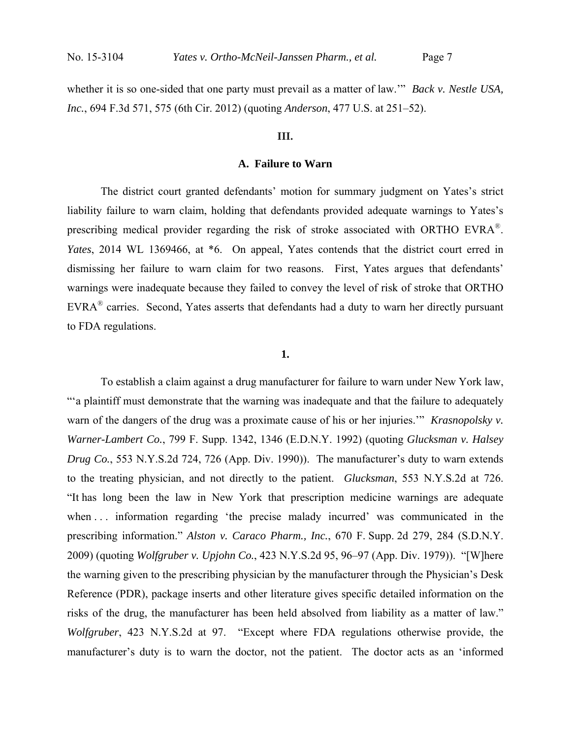whether it is so one-sided that one party must prevail as a matter of law.'" *Back v. Nestle USA, Inc.*, 694 F.3d 571, 575 (6th Cir. 2012) (quoting *Anderson*, 477 U.S. at 251–52).

## III.

### A. Failure to Warn

The district court granted defendants' motion for summary judgment on Yates's strict liability failure to warn claim, holding that defendants provided adequate warnings to Yates's prescribing medical provider regarding the risk of stroke associated with ORTHO EVRA®. *Yates*, 2014 WL 1369466, at \*6. On appeal, Yates contends that the district court erred in dismissing her failure to warn claim for two reasons. First, Yates argues that defendants' warnings were inadequate because they failed to convey the level of risk of stroke that ORTHO EVRA® carries. Second, Yates asserts that defendants had a duty to warn her directly pursuant to FDA regulations.

#### 1.

To establish a claim against a drug manufacturer for failure to warn under New York law, "'a plaintiff must demonstrate that the warning was inadequate and that the failure to adequately warn of the dangers of the drug was a proximate cause of his or her injuries.'" *Krasnopolsky v. Warner-Lambert Co.*, 799 F. Supp. 1342, 1346 (E.D.N.Y. 1992) (quoting *Glucksman v. Halsey Drug Co.*, 553 N.Y.S.2d 724, 726 (App. Div. 1990)). The manufacturer's duty to warn extends to the treating physician, and not directly to the patient. *Glucksman*, 553 N.Y.S.2d at 726. "It has long been the law in New York that prescription medicine warnings are adequate when . . . information regarding 'the precise malady incurred' was communicated in the prescribing information." *Alston v. Caraco Pharm., Inc.*, 670 F. Supp. 2d 279, 284 (S.D.N.Y. 2009) (quoting *Wolfgruber v. Upjohn Co.*, 423 N.Y.S.2d 95, 96–97 (App. Div. 1979)). "[W]here the warning given to the prescribing physician by the manufacturer through the Physician's Desk Reference (PDR), package inserts and other literature gives specific detailed information on the risks of the drug, the manufacturer has been held absolved from liability as a matter of law." *Wolfgruber*, 423 N.Y.S.2d at 97. "Except where FDA regulations otherwise provide, the manufacturer's duty is to warn the doctor, not the patient. The doctor acts as an 'informed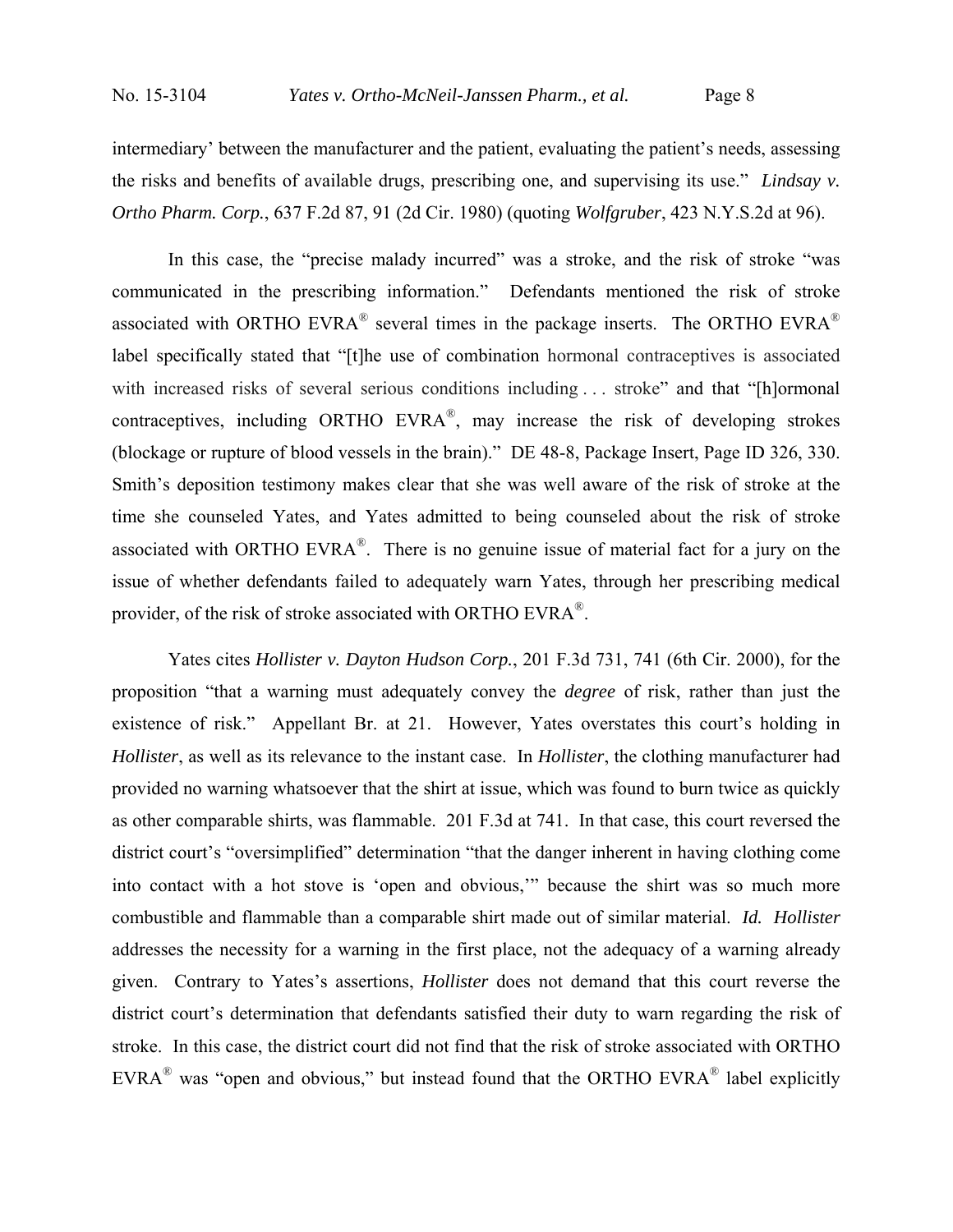intermediary' between the manufacturer and the patient, evaluating the patient's needs, assessing the risks and benefits of available drugs, prescribing one, and supervising its use." *Lindsay v. Ortho Pharm. Corp.*, 637 F.2d 87, 91 (2d Cir. 1980) (quoting *Wolfgruber*, 423 N.Y.S.2d at 96).

In this case, the "precise malady incurred" was a stroke, and the risk of stroke "was communicated in the prescribing information." Defendants mentioned the risk of stroke associated with ORTHO EVRA® several times in the package inserts. The ORTHO EVRA® label specifically stated that "[t]he use of combination hormonal contraceptives is associated with increased risks of several serious conditions including . . . stroke" and that "[h]ormonal contraceptives, including ORTHO EVRA®, may increase the risk of developing strokes (blockage or rupture of blood vessels in the brain)." DE 48-8, Package Insert, Page ID 326, 330. Smith's deposition testimony makes clear that she was well aware of the risk of stroke at the time she counseled Yates, and Yates admitted to being counseled about the risk of stroke associated with ORTHO EVRA®. There is no genuine issue of material fact for a jury on the issue of whether defendants failed to adequately warn Yates, through her prescribing medical provider, of the risk of stroke associated with ORTHO EVRA®.

Yates cites *Hollister v. Dayton Hudson Corp.*, 201 F.3d 731, 741 (6th Cir. 2000), for the proposition "that a warning must adequately convey the *degree* of risk, rather than just the existence of risk." Appellant Br. at 21. However, Yates overstates this court's holding in *Hollister*, as well as its relevance to the instant case. In *Hollister*, the clothing manufacturer had provided no warning whatsoever that the shirt at issue, which was found to burn twice as quickly as other comparable shirts, was flammable. 201 F.3d at 741. In that case, this court reversed the district court's "oversimplified" determination "that the danger inherent in having clothing come into contact with a hot stove is 'open and obvious,'" because the shirt was so much more combustible and flammable than a comparable shirt made out of similar material. *Id. Hollister* addresses the necessity for a warning in the first place, not the adequacy of a warning already given. Contrary to Yates's assertions, *Hollister* does not demand that this court reverse the district court's determination that defendants satisfied their duty to warn regarding the risk of stroke. In this case, the district court did not find that the risk of stroke associated with ORTHO EVRA® was "open and obvious," but instead found that the ORTHO EVRA® label explicitly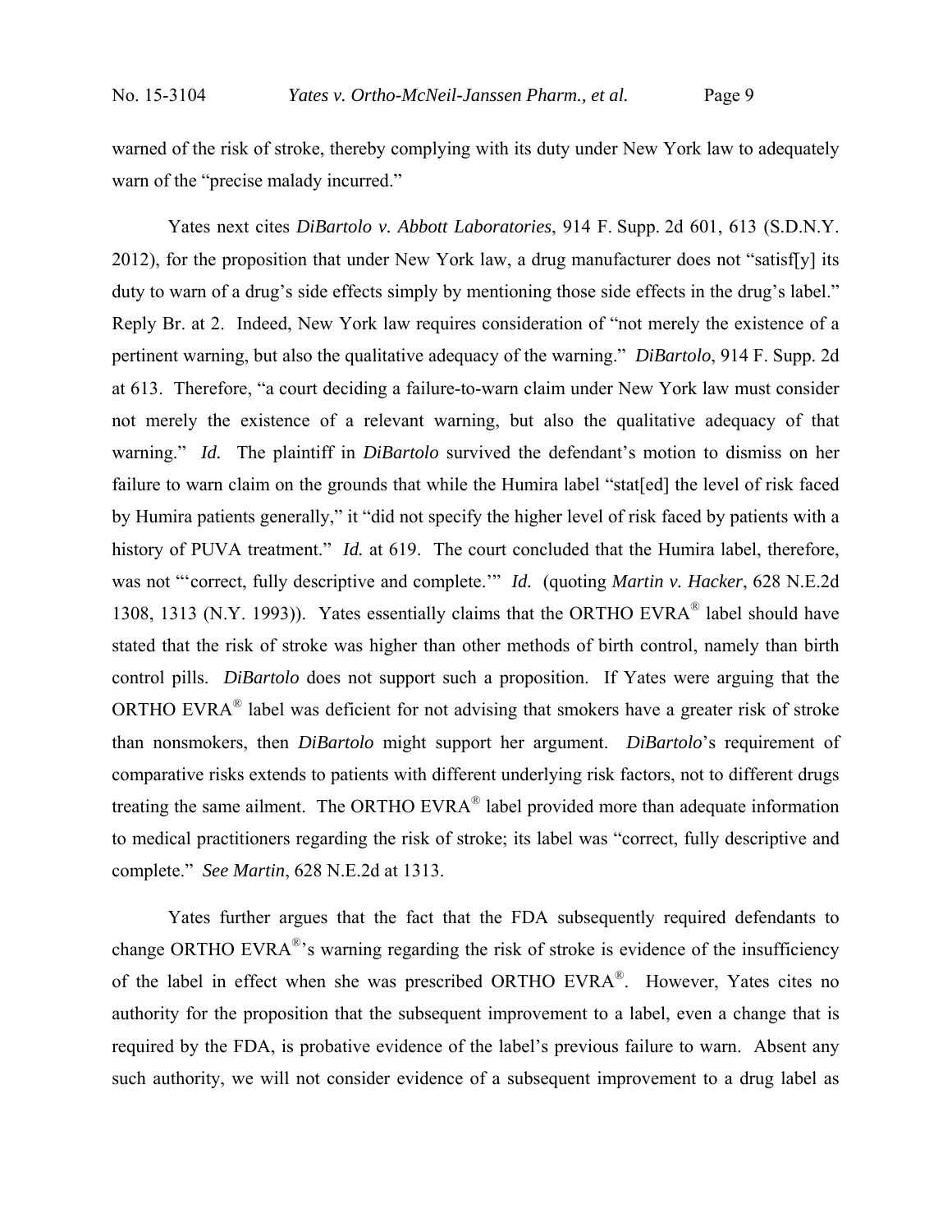warned of the risk of stroke, thereby complying with its duty under New York law to adequately warn of the "precise malady incurred."

Yates next cites *DiBartolo v. Abbott Laboratories*, 914 F. Supp. 2d 601, 613 (S.D.N.Y. 2012), for the proposition that under New York law, a drug manufacturer does not "satisf[y] its duty to warn of a drug's side effects simply by mentioning those side effects in the drug's label." Reply Br. at 2. Indeed, New York law requires consideration of "not merely the existence of a pertinent warning, but also the qualitative adequacy of the warning." *DiBartolo*, 914 F. Supp. 2d at 613. Therefore, "a court deciding a failure-to-warn claim under New York law must consider not merely the existence of a relevant warning, but also the qualitative adequacy of that warning." *Id.* The plaintiff in *DiBartolo* survived the defendant's motion to dismiss on her failure to warn claim on the grounds that while the Humira label "stat[ed] the level of risk faced by Humira patients generally," it "did not specify the higher level of risk faced by patients with a history of PUVA treatment." *Id.* at 619. The court concluded that the Humira label, therefore, was not "'correct, fully descriptive and complete.'" *Id.* (quoting *Martin v. Hacker*, 628 N.E.2d 1308, 1313 (N.Y. 1993)). Yates essentially claims that the ORTHO EVRA® label should have stated that the risk of stroke was higher than other methods of birth control, namely than birth control pills. *DiBartolo* does not support such a proposition. If Yates were arguing that the ORTHO EVRA® label was deficient for not advising that smokers have a greater risk of stroke than nonsmokers, then *DiBartolo* might support her argument. *DiBartolo*'s requirement of comparative risks extends to patients with different underlying risk factors, not to different drugs treating the same ailment. The ORTHO EVRA® label provided more than adequate information to medical practitioners regarding the risk of stroke; its label was "correct, fully descriptive and complete." *See Martin*, 628 N.E.2d at 1313.

Yates further argues that the fact that the FDA subsequently required defendants to change ORTHO EVRA®'s warning regarding the risk of stroke is evidence of the insufficiency of the label in effect when she was prescribed ORTHO EVRA®. However, Yates cites no authority for the proposition that the subsequent improvement to a label, even a change that is required by the FDA, is probative evidence of the label's previous failure to warn. Absent any such authority, we will not consider evidence of a subsequent improvement to a drug label as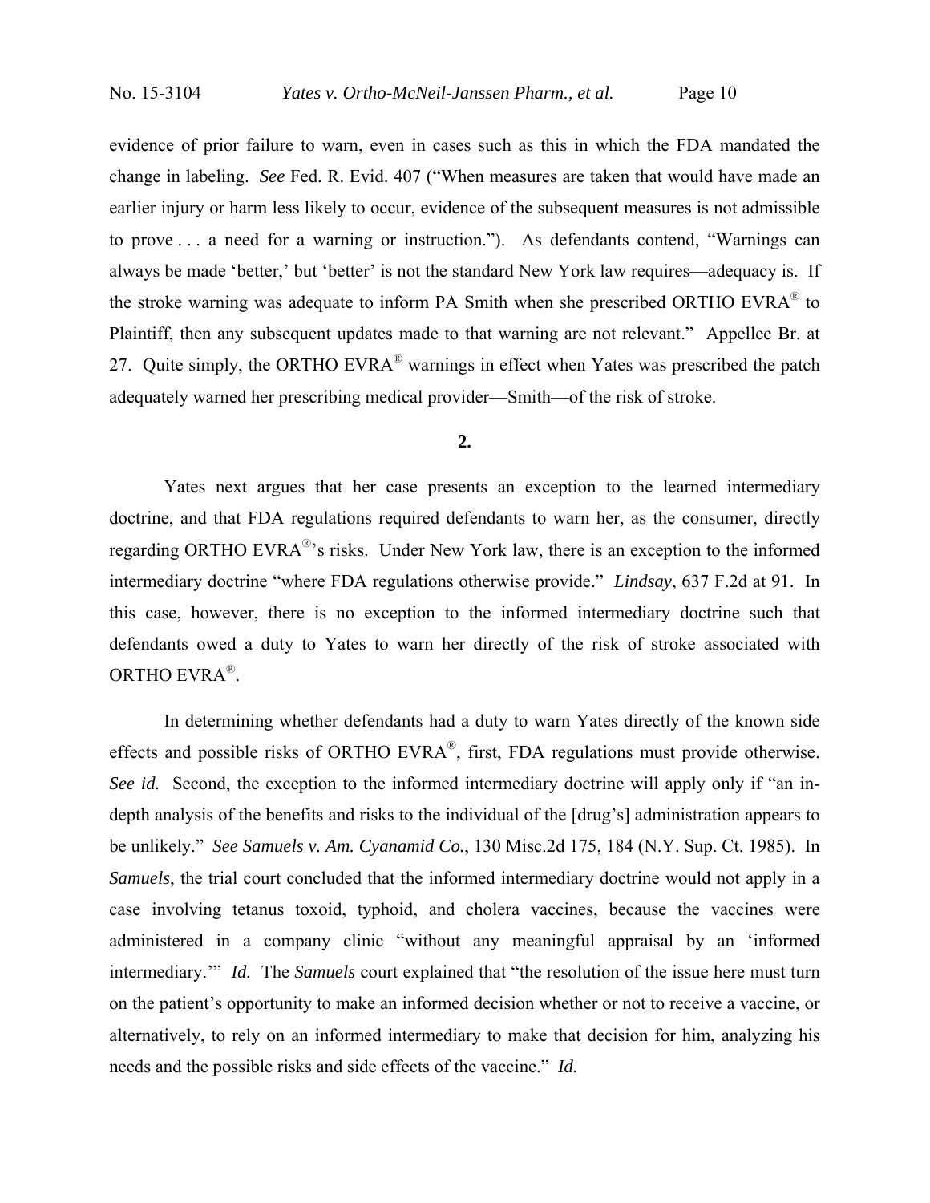evidence of prior failure to warn, even in cases such as this in which the FDA mandated the change in labeling. *See* Fed. R. Evid. 407 ("When measures are taken that would have made an earlier injury or harm less likely to occur, evidence of the subsequent measures is not admissible to prove . . . a need for a warning or instruction."). As defendants contend, "Warnings can always be made 'better,' but 'better' is not the standard New York law requires—adequacy is. If the stroke warning was adequate to inform PA Smith when she prescribed ORTHO EVRA® to Plaintiff, then any subsequent updates made to that warning are not relevant." Appellee Br. at 27. Quite simply, the ORTHO EVRA® warnings in effect when Yates was prescribed the patch adequately warned her prescribing medical provider—Smith—of the risk of stroke.

**2.**

Yates next argues that her case presents an exception to the learned intermediary doctrine, and that FDA regulations required defendants to warn her, as the consumer, directly regarding ORTHO EVRA®'s risks. Under New York law, there is an exception to the informed intermediary doctrine "where FDA regulations otherwise provide." *Lindsay*, 637 F.2d at 91. In this case, however, there is no exception to the informed intermediary doctrine such that defendants owed a duty to Yates to warn her directly of the risk of stroke associated with ORTHO EVRA®.

In determining whether defendants had a duty to warn Yates directly of the known side effects and possible risks of ORTHO EVRA®, first, FDA regulations must provide otherwise. *See id.* Second, the exception to the informed intermediary doctrine will apply only if "an in-depth analysis of the benefits and risks to the individual of the [drug's] administration appears to be unlikely." *See Samuels v. Am. Cyanamid Co.*, 130 Misc.2d 175, 184 (N.Y. Sup. Ct. 1985). In *Samuels*, the trial court concluded that the informed intermediary doctrine would not apply in a case involving tetanus toxoid, typhoid, and cholera vaccines, because the vaccines were administered in a company clinic "without any meaningful appraisal by an 'informed intermediary.'" *Id.* The *Samuels* court explained that "the resolution of the issue here must turn on the patient's opportunity to make an informed decision whether or not to receive a vaccine, or alternatively, to rely on an informed intermediary to make that decision for him, analyzing his needs and the possible risks and side effects of the vaccine." *Id.*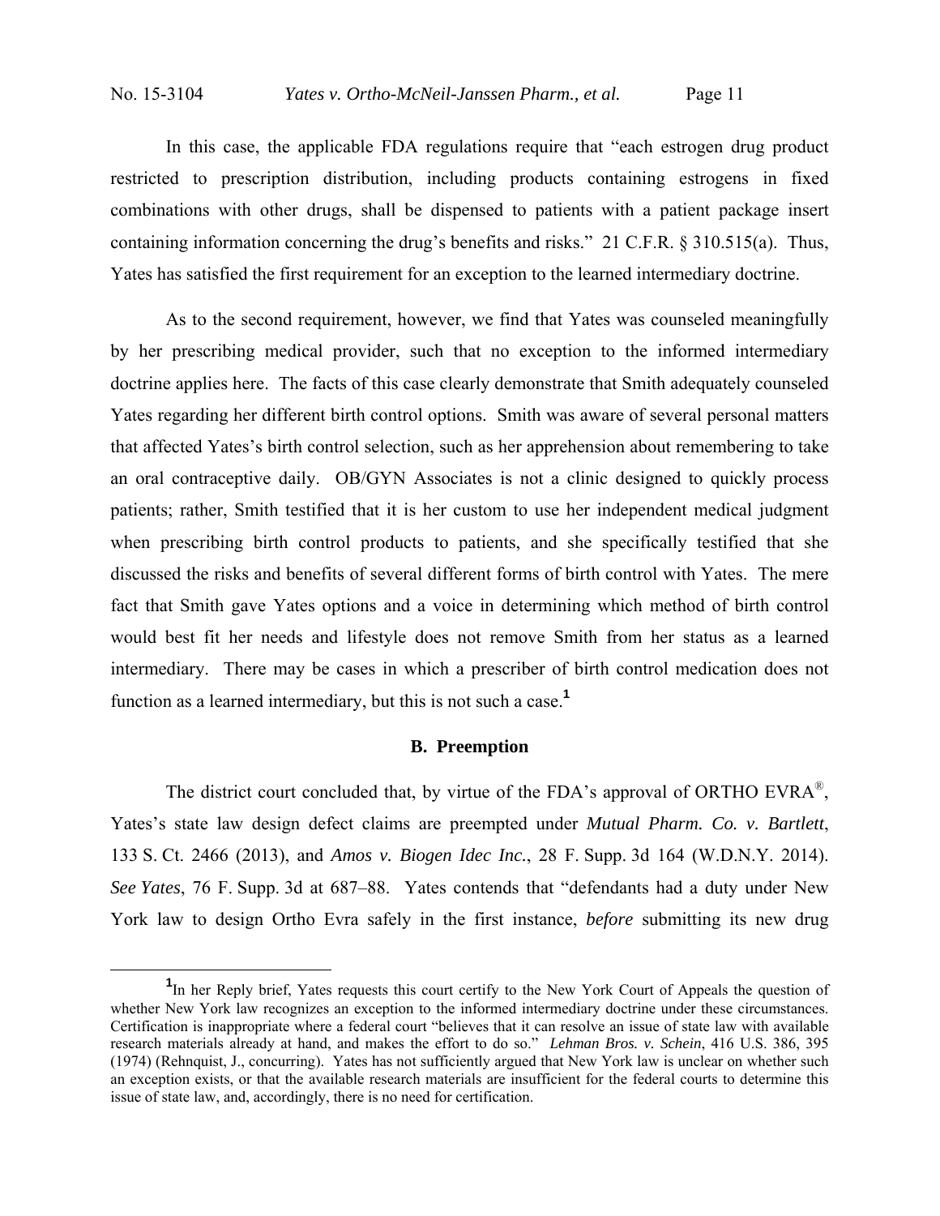In this case, the applicable FDA regulations require that "each estrogen drug product restricted to prescription distribution, including products containing estrogens in fixed combinations with other drugs, shall be dispensed to patients with a patient package insert containing information concerning the drug's benefits and risks." 21 C.F.R. § 310.515(a). Thus, Yates has satisfied the first requirement for an exception to the learned intermediary doctrine.

As to the second requirement, however, we find that Yates was counseled meaningfully by her prescribing medical provider, such that no exception to the informed intermediary doctrine applies here. The facts of this case clearly demonstrate that Smith adequately counseled Yates regarding her different birth control options. Smith was aware of several personal matters that affected Yates's birth control selection, such as her apprehension about remembering to take an oral contraceptive daily. OB/GYN Associates is not a clinic designed to quickly process patients; rather, Smith testified that it is her custom to use her independent medical judgment when prescribing birth control products to patients, and she specifically testified that she discussed the risks and benefits of several different forms of birth control with Yates. The mere fact that Smith gave Yates options and a voice in determining which method of birth control would best fit her needs and lifestyle does not remove Smith from her status as a learned intermediary. There may be cases in which a prescriber of birth control medication does not function as a learned intermediary, but this is not such a case.[1]

### B. Preemption

The district court concluded that, by virtue of the FDA's approval of ORTHO EVRA®, Yates's state law design defect claims are preempted under *Mutual Pharm. Co. v. Bartlett*, 133 S. Ct. 2466 (2013), and *Amos v. Biogen Idec Inc.*, 28 F. Supp. 3d 164 (W.D.N.Y. 2014). *See Yates*, 76 F. Supp. 3d at 687–88. Yates contends that "defendants had a duty under New York law to design Ortho Evra safely in the first instance, *before* submitting its new drug

---

[1] In her Reply brief, Yates requests this court certify to the New York Court of Appeals the question of whether New York law recognizes an exception to the informed intermediary doctrine under these circumstances. Certification is inappropriate where a federal court "believes that it can resolve an issue of state law with available research materials already at hand, and makes the effort to do so." *Lehman Bros. v. Schein*, 416 U.S. 386, 395 (1974) (Rehnquist, J., concurring). Yates has not sufficiently argued that New York law is unclear on whether such an exception exists, or that the available research materials are insufficient for the federal courts to determine this issue of state law, and, accordingly, there is no need for certification.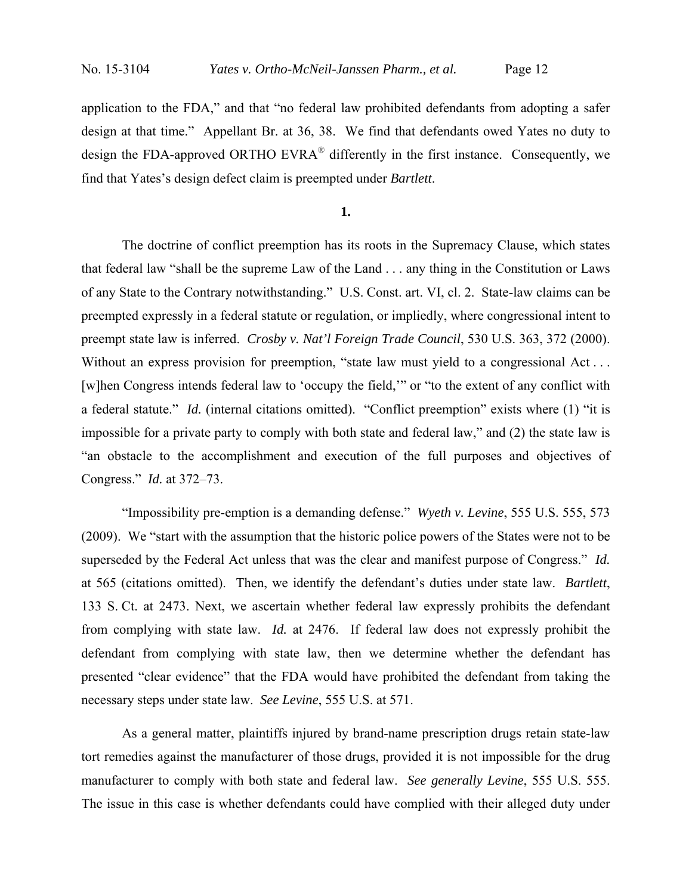application to the FDA," and that "no federal law prohibited defendants from adopting a safer design at that time." Appellant Br. at 36, 38. We find that defendants owed Yates no duty to design the FDA-approved ORTHO EVRA® differently in the first instance. Consequently, we find that Yates's design defect claim is preempted under *Bartlett*.

**1.**

The doctrine of conflict preemption has its roots in the Supremacy Clause, which states that federal law "shall be the supreme Law of the Land . . . any thing in the Constitution or Laws of any State to the Contrary notwithstanding." U.S. Const. art. VI, cl. 2. State-law claims can be preempted expressly in a federal statute or regulation, or impliedly, where congressional intent to preempt state law is inferred. *Crosby v. Nat'l Foreign Trade Council*, 530 U.S. 363, 372 (2000). Without an express provision for preemption, "state law must yield to a congressional Act . . . [w]hen Congress intends federal law to 'occupy the field,'" or "to the extent of any conflict with a federal statute." *Id.* (internal citations omitted). "Conflict preemption" exists where (1) "it is impossible for a private party to comply with both state and federal law," and (2) the state law is "an obstacle to the accomplishment and execution of the full purposes and objectives of Congress." *Id.* at 372–73.

"Impossibility pre-emption is a demanding defense." *Wyeth v. Levine*, 555 U.S. 555, 573 (2009). We "start with the assumption that the historic police powers of the States were not to be superseded by the Federal Act unless that was the clear and manifest purpose of Congress." *Id.* at 565 (citations omitted). Then, we identify the defendant's duties under state law. *Bartlett*, 133 S. Ct. at 2473. Next, we ascertain whether federal law expressly prohibits the defendant from complying with state law. *Id.* at 2476. If federal law does not expressly prohibit the defendant from complying with state law, then we determine whether the defendant has presented "clear evidence" that the FDA would have prohibited the defendant from taking the necessary steps under state law. *See Levine*, 555 U.S. at 571.

As a general matter, plaintiffs injured by brand-name prescription drugs retain state-law tort remedies against the manufacturer of those drugs, provided it is not impossible for the drug manufacturer to comply with both state and federal law. *See generally Levine*, 555 U.S. 555. The issue in this case is whether defendants could have complied with their alleged duty under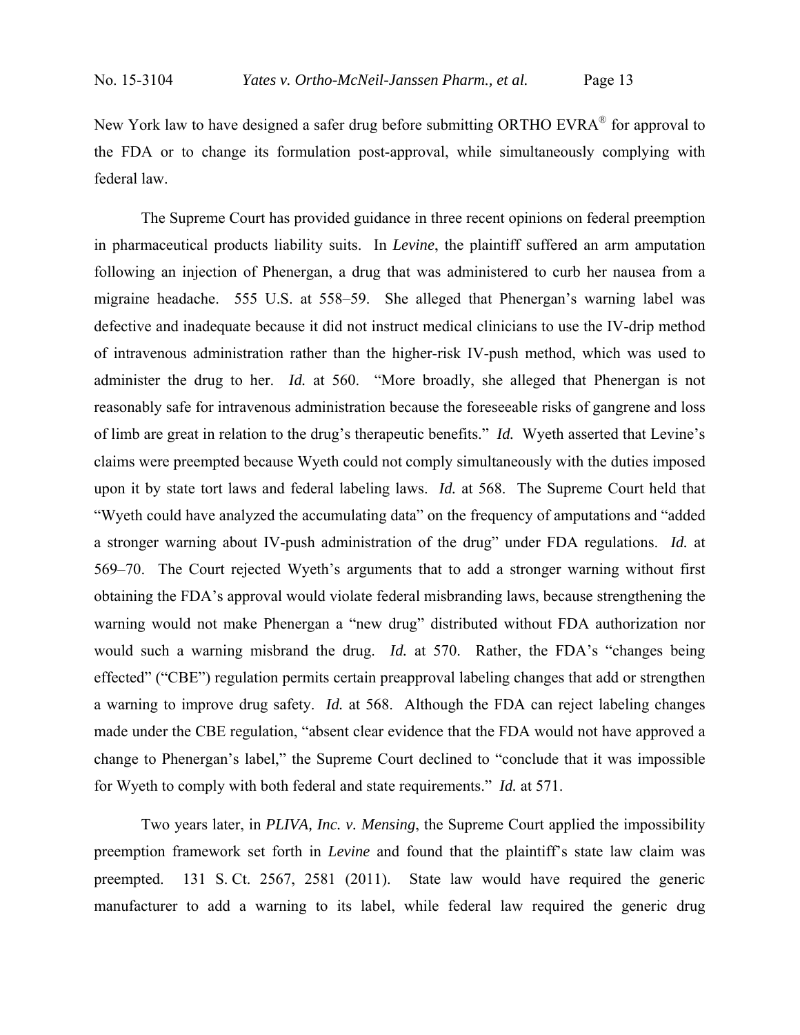New York law to have designed a safer drug before submitting ORTHO EVRA® for approval to the FDA or to change its formulation post-approval, while simultaneously complying with federal law.

The Supreme Court has provided guidance in three recent opinions on federal preemption in pharmaceutical products liability suits. In *Levine*, the plaintiff suffered an arm amputation following an injection of Phenergan, a drug that was administered to curb her nausea from a migraine headache. 555 U.S. at 558–59. She alleged that Phenergan's warning label was defective and inadequate because it did not instruct medical clinicians to use the IV-drip method of intravenous administration rather than the higher-risk IV-push method, which was used to administer the drug to her. *Id.* at 560. "More broadly, she alleged that Phenergan is not reasonably safe for intravenous administration because the foreseeable risks of gangrene and loss of limb are great in relation to the drug's therapeutic benefits." *Id.* Wyeth asserted that Levine's claims were preempted because Wyeth could not comply simultaneously with the duties imposed upon it by state tort laws and federal labeling laws. *Id.* at 568. The Supreme Court held that "Wyeth could have analyzed the accumulating data" on the frequency of amputations and "added a stronger warning about IV-push administration of the drug" under FDA regulations. *Id.* at 569–70. The Court rejected Wyeth's arguments that to add a stronger warning without first obtaining the FDA's approval would violate federal misbranding laws, because strengthening the warning would not make Phenergan a "new drug" distributed without FDA authorization nor would such a warning misbrand the drug. *Id.* at 570. Rather, the FDA's "changes being effected" ("CBE") regulation permits certain preapproval labeling changes that add or strengthen a warning to improve drug safety. *Id.* at 568. Although the FDA can reject labeling changes made under the CBE regulation, "absent clear evidence that the FDA would not have approved a change to Phenergan's label," the Supreme Court declined to "conclude that it was impossible for Wyeth to comply with both federal and state requirements." *Id.* at 571.

Two years later, in *PLIVA, Inc. v. Mensing*, the Supreme Court applied the impossibility preemption framework set forth in *Levine* and found that the plaintiff's state law claim was preempted. 131 S. Ct. 2567, 2581 (2011). State law would have required the generic manufacturer to add a warning to its label, while federal law required the generic drug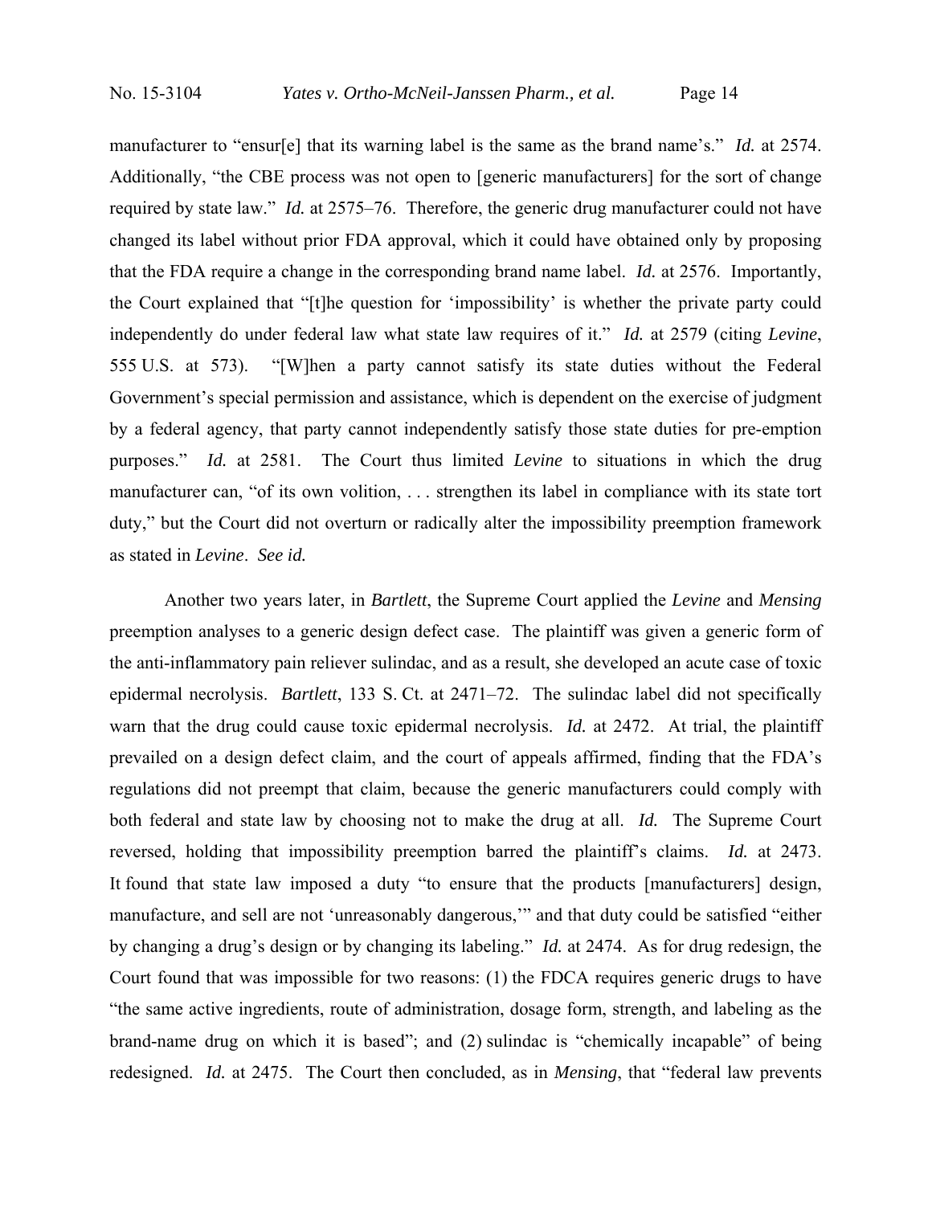manufacturer to "ensur[e] that its warning label is the same as the brand name's." *Id.* at 2574. Additionally, "the CBE process was not open to [generic manufacturers] for the sort of change required by state law." *Id.* at 2575–76. Therefore, the generic drug manufacturer could not have changed its label without prior FDA approval, which it could have obtained only by proposing that the FDA require a change in the corresponding brand name label. *Id.* at 2576. Importantly, the Court explained that "[t]he question for 'impossibility' is whether the private party could independently do under federal law what state law requires of it." *Id.* at 2579 (citing *Levine*, 555 U.S. at 573). "[W]hen a party cannot satisfy its state duties without the Federal Government's special permission and assistance, which is dependent on the exercise of judgment by a federal agency, that party cannot independently satisfy those state duties for pre-emption purposes." *Id.* at 2581. The Court thus limited *Levine* to situations in which the drug manufacturer can, "of its own volition, . . . strengthen its label in compliance with its state tort duty," but the Court did not overturn or radically alter the impossibility preemption framework as stated in *Levine*. *See id.*

Another two years later, in *Bartlett*, the Supreme Court applied the *Levine* and *Mensing* preemption analyses to a generic design defect case. The plaintiff was given a generic form of the anti-inflammatory pain reliever sulindac, and as a result, she developed an acute case of toxic epidermal necrolysis. *Bartlett*, 133 S. Ct. at 2471–72. The sulindac label did not specifically warn that the drug could cause toxic epidermal necrolysis. *Id.* at 2472. At trial, the plaintiff prevailed on a design defect claim, and the court of appeals affirmed, finding that the FDA's regulations did not preempt that claim, because the generic manufacturers could comply with both federal and state law by choosing not to make the drug at all. *Id.* The Supreme Court reversed, holding that impossibility preemption barred the plaintiff's claims. *Id.* at 2473. It found that state law imposed a duty "to ensure that the products [manufacturers] design, manufacture, and sell are not 'unreasonably dangerous,'" and that duty could be satisfied "either by changing a drug's design or by changing its labeling." *Id.* at 2474. As for drug redesign, the Court found that was impossible for two reasons: (1) the FDCA requires generic drugs to have "the same active ingredients, route of administration, dosage form, strength, and labeling as the brand-name drug on which it is based"; and (2) sulindac is "chemically incapable" of being redesigned. *Id.* at 2475. The Court then concluded, as in *Mensing*, that "federal law prevents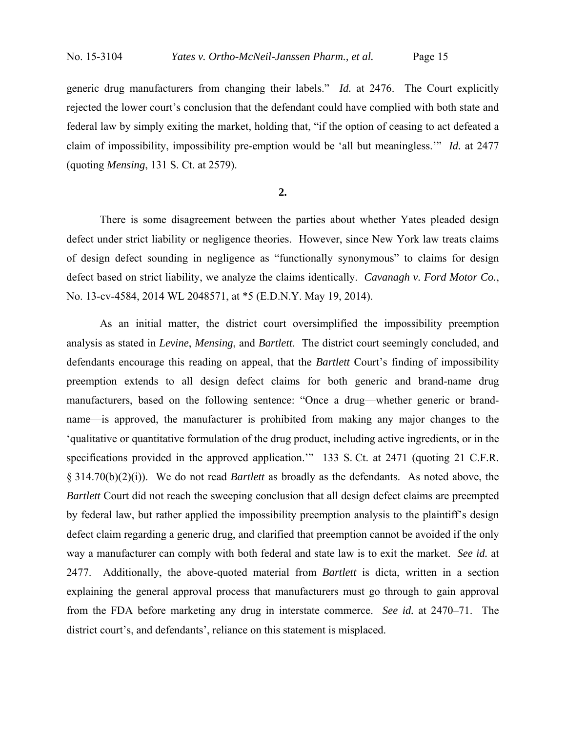generic drug manufacturers from changing their labels." *Id.* at 2476. The Court explicitly rejected the lower court's conclusion that the defendant could have complied with both state and federal law by simply exiting the market, holding that, "if the option of ceasing to act defeated a claim of impossibility, impossibility pre-emption would be 'all but meaningless.'" *Id.* at 2477 (quoting *Mensing*, 131 S. Ct. at 2579).

**2.**

There is some disagreement between the parties about whether Yates pleaded design defect under strict liability or negligence theories. However, since New York law treats claims of design defect sounding in negligence as "functionally synonymous" to claims for design defect based on strict liability, we analyze the claims identically. *Cavanagh v. Ford Motor Co.*, No. 13-cv-4584, 2014 WL 2048571, at *5 (E.D.N.Y. May 19, 2014).

As an initial matter, the district court oversimplified the impossibility preemption analysis as stated in *Levine*, *Mensing*, and *Bartlett*. The district court seemingly concluded, and defendants encourage this reading on appeal, that the *Bartlett* Court's finding of impossibility preemption extends to all design defect claims for both generic and brand-name drug manufacturers, based on the following sentence: "Once a drug—whether generic or brand-name—is approved, the manufacturer is prohibited from making any major changes to the 'qualitative or quantitative formulation of the drug product, including active ingredients, or in the specifications provided in the approved application.'" 133 S. Ct. at 2471 (quoting 21 C.F.R. § 314.70(b)(2)(i)). We do not read *Bartlett* as broadly as the defendants. As noted above, the *Bartlett* Court did not reach the sweeping conclusion that all design defect claims are preempted by federal law, but rather applied the impossibility preemption analysis to the plaintiff's design defect claim regarding a generic drug, and clarified that preemption cannot be avoided if the only way a manufacturer can comply with both federal and state law is to exit the market. *See id.* at 2477. Additionally, the above-quoted material from *Bartlett* is dicta, written in a section explaining the general approval process that manufacturers must go through to gain approval from the FDA before marketing any drug in interstate commerce. *See id.* at 2470–71. The district court's, and defendants', reliance on this statement is misplaced.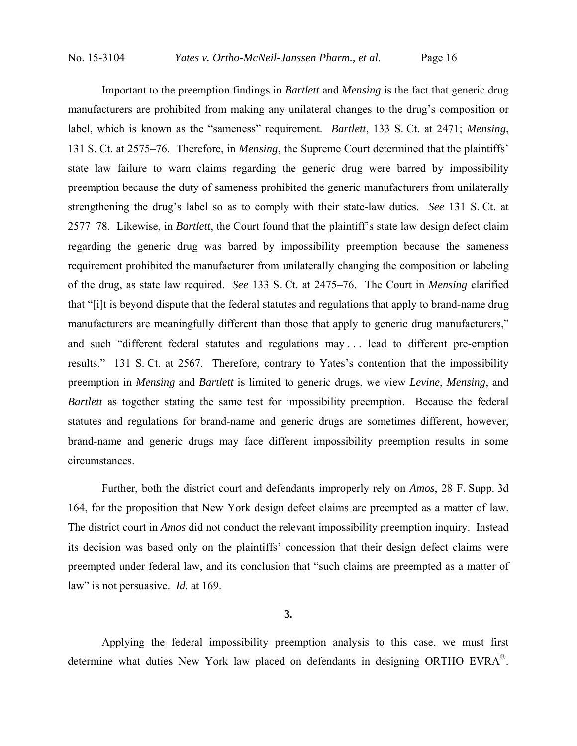Important to the preemption findings in *Bartlett* and *Mensing* is the fact that generic drug manufacturers are prohibited from making any unilateral changes to the drug's composition or label, which is known as the "sameness" requirement. *Bartlett*, 133 S. Ct. at 2471; *Mensing*, 131 S. Ct. at 2575–76. Therefore, in *Mensing*, the Supreme Court determined that the plaintiffs' state law failure to warn claims regarding the generic drug were barred by impossibility preemption because the duty of sameness prohibited the generic manufacturers from unilaterally strengthening the drug's label so as to comply with their state-law duties. *See* 131 S. Ct. at 2577–78. Likewise, in *Bartlett*, the Court found that the plaintiff's state law design defect claim regarding the generic drug was barred by impossibility preemption because the sameness requirement prohibited the manufacturer from unilaterally changing the composition or labeling of the drug, as state law required. *See* 133 S. Ct. at 2475–76. The Court in *Mensing* clarified that "[i]t is beyond dispute that the federal statutes and regulations that apply to brand-name drug manufacturers are meaningfully different than those that apply to generic drug manufacturers," and such "different federal statutes and regulations may . . . lead to different pre-emption results." 131 S. Ct. at 2567. Therefore, contrary to Yates's contention that the impossibility preemption in *Mensing* and *Bartlett* is limited to generic drugs, we view *Levine*, *Mensing*, and *Bartlett* as together stating the same test for impossibility preemption. Because the federal statutes and regulations for brand-name and generic drugs are sometimes different, however, brand-name and generic drugs may face different impossibility preemption results in some circumstances.

Further, both the district court and defendants improperly rely on *Amos*, 28 F. Supp. 3d 164, for the proposition that New York design defect claims are preempted as a matter of law. The district court in *Amos* did not conduct the relevant impossibility preemption inquiry. Instead its decision was based only on the plaintiffs' concession that their design defect claims were preempted under federal law, and its conclusion that "such claims are preempted as a matter of law" is not persuasive. *Id.* at 169.

**3.**

Applying the federal impossibility preemption analysis to this case, we must first determine what duties New York law placed on defendants in designing ORTHO EVRA®.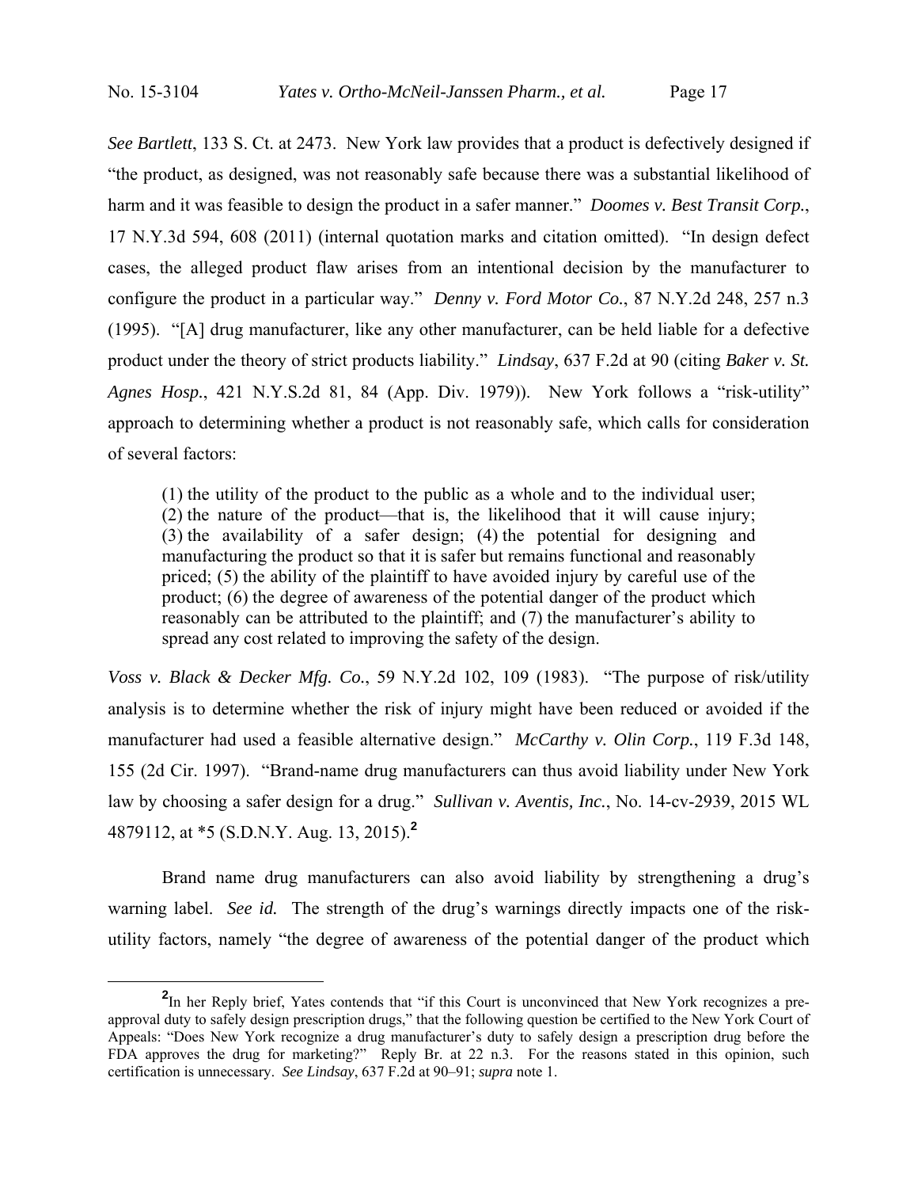*See Bartlett*, 133 S. Ct. at 2473. New York law provides that a product is defectively designed if "the product, as designed, was not reasonably safe because there was a substantial likelihood of harm and it was feasible to design the product in a safer manner." *Doomes v. Best Transit Corp.*, 17 N.Y.3d 594, 608 (2011) (internal quotation marks and citation omitted). "In design defect cases, the alleged product flaw arises from an intentional decision by the manufacturer to configure the product in a particular way." *Denny v. Ford Motor Co.*, 87 N.Y.2d 248, 257 n.3 (1995). "[A] drug manufacturer, like any other manufacturer, can be held liable for a defective product under the theory of strict products liability." *Lindsay*, 637 F.2d at 90 (citing *Baker v. St. Agnes Hosp.*, 421 N.Y.S.2d 81, 84 (App. Div. 1979)). New York follows a "risk-utility" approach to determining whether a product is not reasonably safe, which calls for consideration of several factors:

> (1) the utility of the product to the public as a whole and to the individual user; (2) the nature of the product—that is, the likelihood that it will cause injury; (3) the availability of a safer design; (4) the potential for designing and manufacturing the product so that it is safer but remains functional and reasonably priced; (5) the ability of the plaintiff to have avoided injury by careful use of the product; (6) the degree of awareness of the potential danger of the product which reasonably can be attributed to the plaintiff; and (7) the manufacturer's ability to spread any cost related to improving the safety of the design.

*Voss v. Black & Decker Mfg. Co.*, 59 N.Y.2d 102, 109 (1983). "The purpose of risk/utility analysis is to determine whether the risk of injury might have been reduced or avoided if the manufacturer had used a feasible alternative design." *McCarthy v. Olin Corp.*, 119 F.3d 148, 155 (2d Cir. 1997). "Brand-name drug manufacturers can thus avoid liability under New York law by choosing a safer design for a drug." *Sullivan v. Aventis, Inc.*, No. 14-cv-2939, 2015 WL 4879112, at *5 (S.D.N.Y. Aug. 13, 2015).[2]

Brand name drug manufacturers can also avoid liability by strengthening a drug's warning label. *See id.* The strength of the drug's warnings directly impacts one of the risk-utility factors, namely "the degree of awareness of the potential danger of the product which

---

[2] In her Reply brief, Yates contends that "if this Court is unconvinced that New York recognizes a pre-approval duty to safely design prescription drugs," that the following question be certified to the New York Court of Appeals: "Does New York recognize a drug manufacturer's duty to safely design a prescription drug before the FDA approves the drug for marketing?" Reply Br. at 22 n.3. For the reasons stated in this opinion, such certification is unnecessary. *See Lindsay*, 637 F.2d at 90–91; *supra* note 1.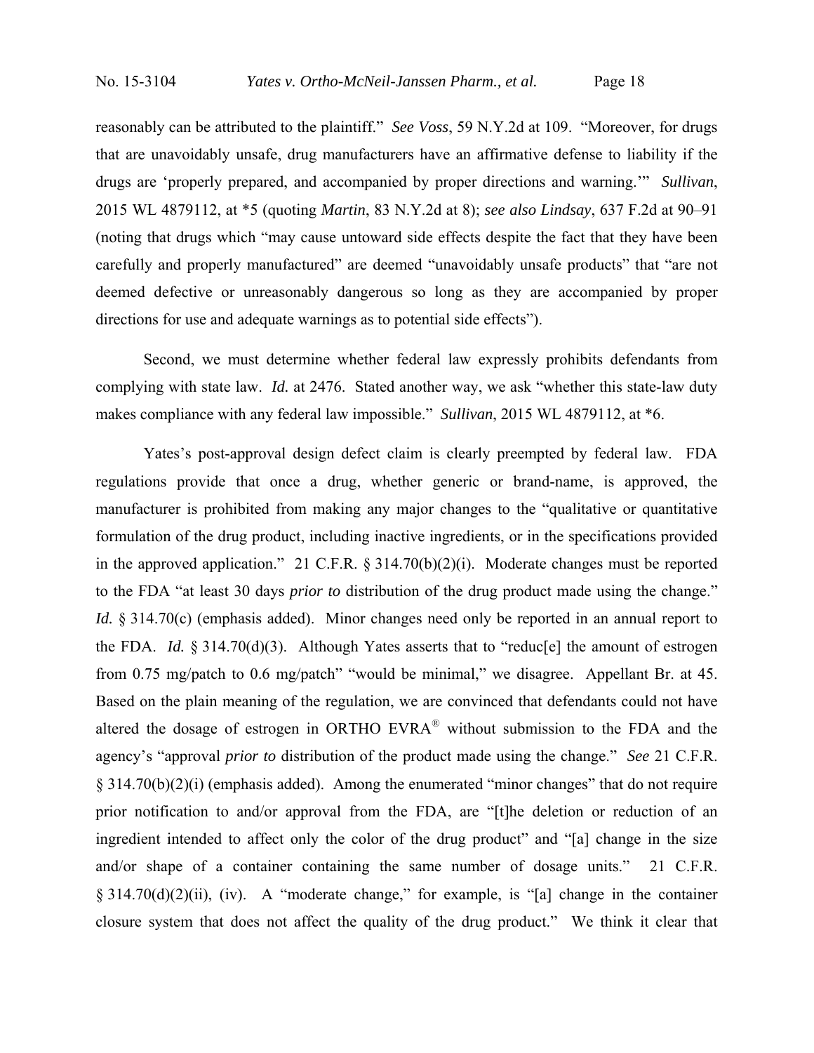reasonably can be attributed to the plaintiff." *See Voss*, 59 N.Y.2d at 109. "Moreover, for drugs that are unavoidably unsafe, drug manufacturers have an affirmative defense to liability if the drugs are 'properly prepared, and accompanied by proper directions and warning.'" *Sullivan*, 2015 WL 4879112, at *5 (quoting *Martin*, 83 N.Y.2d at 8); *see also Lindsay*, 637 F.2d at 90–91 (noting that drugs which "may cause untoward side effects despite the fact that they have been carefully and properly manufactured" are deemed "unavoidably unsafe products" that "are not deemed defective or unreasonably dangerous so long as they are accompanied by proper directions for use and adequate warnings as to potential side effects").

Second, we must determine whether federal law expressly prohibits defendants from complying with state law. *Id.* at 2476. Stated another way, we ask "whether this state-law duty makes compliance with any federal law impossible." *Sullivan*, 2015 WL 4879112, at *6.

Yates's post-approval design defect claim is clearly preempted by federal law. FDA regulations provide that once a drug, whether generic or brand-name, is approved, the manufacturer is prohibited from making any major changes to the "qualitative or quantitative formulation of the drug product, including inactive ingredients, or in the specifications provided in the approved application." 21 C.F.R. § 314.70(b)(2)(i). Moderate changes must be reported to the FDA "at least 30 days *prior to* distribution of the drug product made using the change." *Id.* § 314.70(c) (emphasis added). Minor changes need only be reported in an annual report to the FDA. *Id.* § 314.70(d)(3). Although Yates asserts that to "reduc[e] the amount of estrogen from 0.75 mg/patch to 0.6 mg/patch" "would be minimal," we disagree. Appellant Br. at 45. Based on the plain meaning of the regulation, we are convinced that defendants could not have altered the dosage of estrogen in ORTHO EVRA® without submission to the FDA and the agency's "approval *prior to* distribution of the product made using the change." *See* 21 C.F.R. § 314.70(b)(2)(i) (emphasis added). Among the enumerated "minor changes" that do not require prior notification to and/or approval from the FDA, are "[t]he deletion or reduction of an ingredient intended to affect only the color of the drug product" and "[a] change in the size and/or shape of a container containing the same number of dosage units." 21 C.F.R. § 314.70(d)(2)(ii), (iv). A "moderate change," for example, is "[a] change in the container closure system that does not affect the quality of the drug product." We think it clear that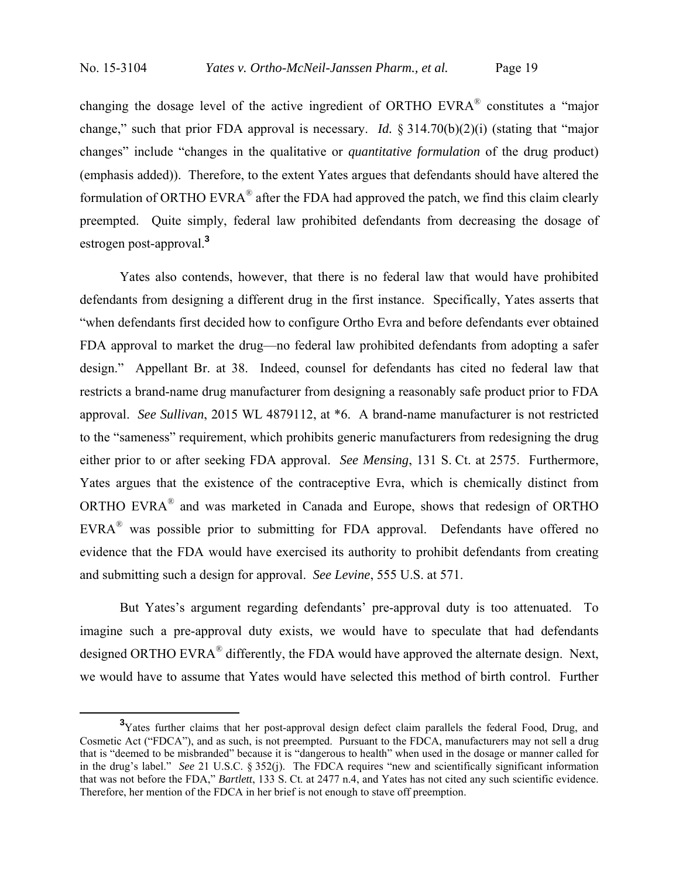changing the dosage level of the active ingredient of ORTHO EVRA® constitutes a "major change," such that prior FDA approval is necessary. *Id.* § 314.70(b)(2)(i) (stating that "major changes" include "changes in the qualitative or *quantitative formulation* of the drug product) (emphasis added)). Therefore, to the extent Yates argues that defendants should have altered the formulation of ORTHO EVRA® after the FDA had approved the patch, we find this claim clearly preempted. Quite simply, federal law prohibited defendants from decreasing the dosage of estrogen post-approval.[3]

Yates also contends, however, that there is no federal law that would have prohibited defendants from designing a different drug in the first instance. Specifically, Yates asserts that "when defendants first decided how to configure Ortho Evra and before defendants ever obtained FDA approval to market the drug—no federal law prohibited defendants from adopting a safer design." Appellant Br. at 38. Indeed, counsel for defendants has cited no federal law that restricts a brand-name drug manufacturer from designing a reasonably safe product prior to FDA approval. *See Sullivan*, 2015 WL 4879112, at \*6. A brand-name manufacturer is not restricted to the "sameness" requirement, which prohibits generic manufacturers from redesigning the drug either prior to or after seeking FDA approval. *See Mensing*, 131 S. Ct. at 2575. Furthermore, Yates argues that the existence of the contraceptive Evra, which is chemically distinct from ORTHO EVRA® and was marketed in Canada and Europe, shows that redesign of ORTHO EVRA® was possible prior to submitting for FDA approval. Defendants have offered no evidence that the FDA would have exercised its authority to prohibit defendants from creating and submitting such a design for approval. *See Levine*, 555 U.S. at 571.

But Yates's argument regarding defendants' pre-approval duty is too attenuated. To imagine such a pre-approval duty exists, we would have to speculate that had defendants designed ORTHO EVRA® differently, the FDA would have approved the alternate design. Next, we would have to assume that Yates would have selected this method of birth control. Further

---

[3]Yates further claims that her post-approval design defect claim parallels the federal Food, Drug, and Cosmetic Act ("FDCA"), and as such, is not preempted. Pursuant to the FDCA, manufacturers may not sell a drug that is "deemed to be misbranded" because it is "dangerous to health" when used in the dosage or manner called for in the drug's label." *See* 21 U.S.C. § 352(j). The FDCA requires "new and scientifically significant information that was not before the FDA," *Bartlett*, 133 S. Ct. at 2477 n.4, and Yates has not cited any such scientific evidence. Therefore, her mention of the FDCA in her brief is not enough to stave off preemption.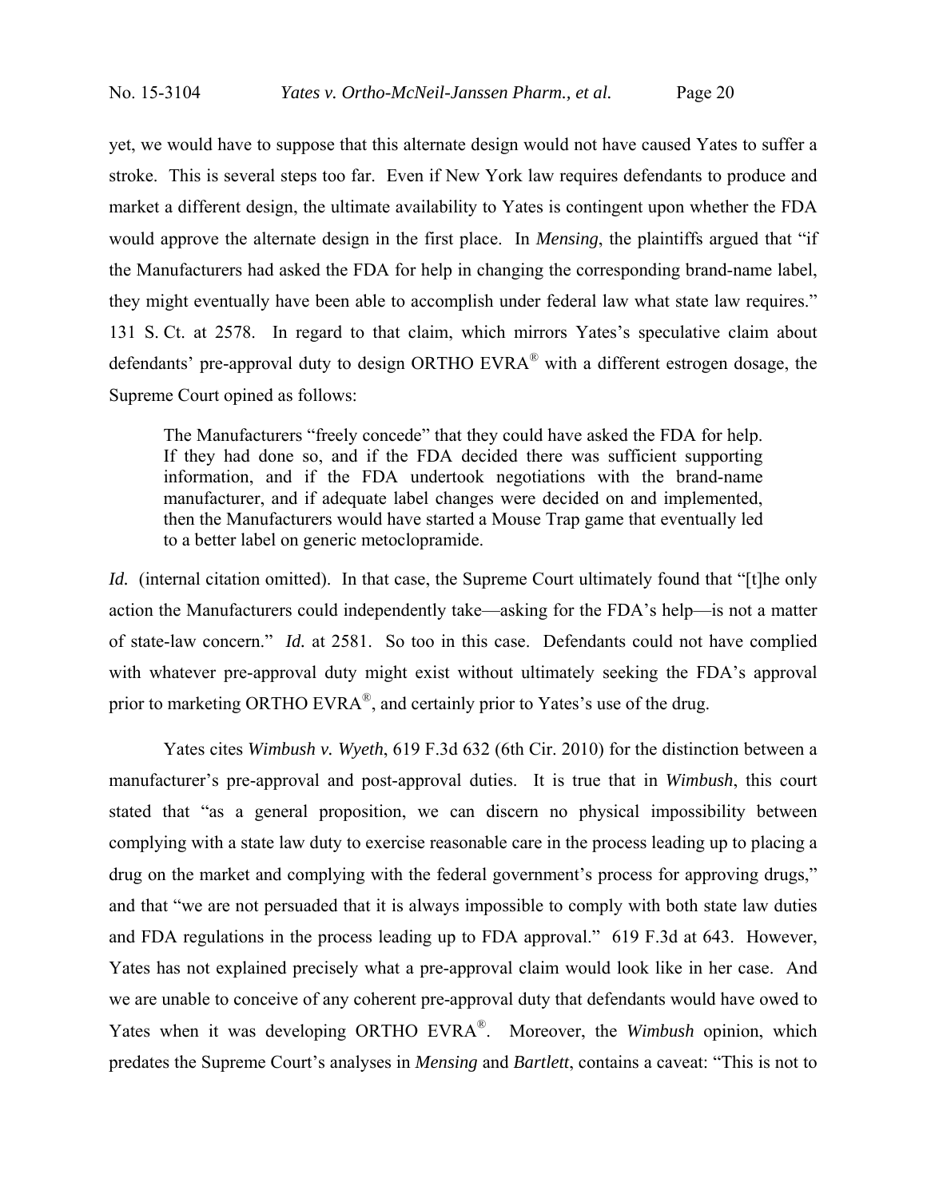yet, we would have to suppose that this alternate design would not have caused Yates to suffer a stroke. This is several steps too far. Even if New York law requires defendants to produce and market a different design, the ultimate availability to Yates is contingent upon whether the FDA would approve the alternate design in the first place. In *Mensing*, the plaintiffs argued that "if the Manufacturers had asked the FDA for help in changing the corresponding brand-name label, they might eventually have been able to accomplish under federal law what state law requires." 131 S. Ct. at 2578. In regard to that claim, which mirrors Yates's speculative claim about defendants' pre-approval duty to design ORTHO EVRA® with a different estrogen dosage, the Supreme Court opined as follows:

> The Manufacturers "freely concede" that they could have asked the FDA for help. If they had done so, and if the FDA decided there was sufficient supporting information, and if the FDA undertook negotiations with the brand-name manufacturer, and if adequate label changes were decided on and implemented, then the Manufacturers would have started a Mouse Trap game that eventually led to a better label on generic metoclopramide.

*Id.* (internal citation omitted). In that case, the Supreme Court ultimately found that "[t]he only action the Manufacturers could independently take—asking for the FDA's help—is not a matter of state-law concern." *Id.* at 2581. So too in this case. Defendants could not have complied with whatever pre-approval duty might exist without ultimately seeking the FDA's approval prior to marketing ORTHO EVRA®, and certainly prior to Yates's use of the drug.

Yates cites *Wimbush v. Wyeth*, 619 F.3d 632 (6th Cir. 2010) for the distinction between a manufacturer's pre-approval and post-approval duties. It is true that in *Wimbush*, this court stated that "as a general proposition, we can discern no physical impossibility between complying with a state law duty to exercise reasonable care in the process leading up to placing a drug on the market and complying with the federal government's process for approving drugs," and that "we are not persuaded that it is always impossible to comply with both state law duties and FDA regulations in the process leading up to FDA approval." 619 F.3d at 643. However, Yates has not explained precisely what a pre-approval claim would look like in her case. And we are unable to conceive of any coherent pre-approval duty that defendants would have owed to Yates when it was developing ORTHO EVRA®. Moreover, the *Wimbush* opinion, which predates the Supreme Court's analyses in *Mensing* and *Bartlett*, contains a caveat: "This is not to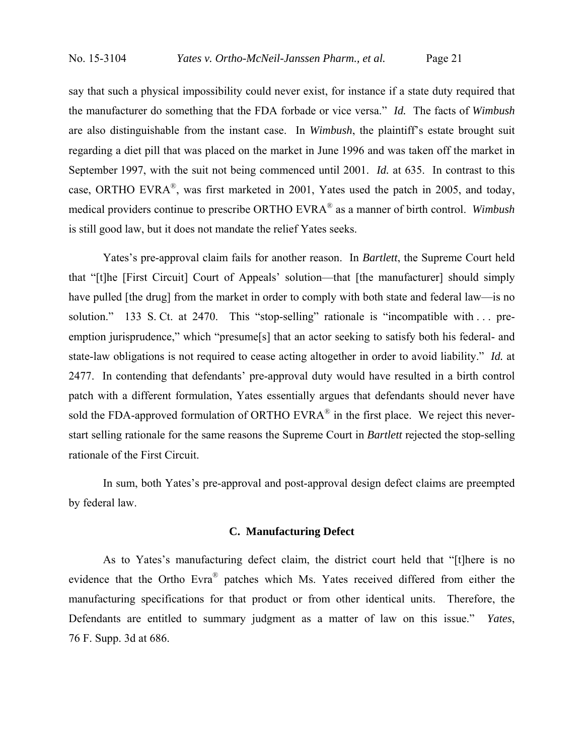say that such a physical impossibility could never exist, for instance if a state duty required that the manufacturer do something that the FDA forbade or vice versa." *Id.* The facts of *Wimbush* are also distinguishable from the instant case. In *Wimbush*, the plaintiff's estate brought suit regarding a diet pill that was placed on the market in June 1996 and was taken off the market in September 1997, with the suit not being commenced until 2001. *Id.* at 635. In contrast to this case, ORTHO EVRA®, was first marketed in 2001, Yates used the patch in 2005, and today, medical providers continue to prescribe ORTHO EVRA® as a manner of birth control. *Wimbush* is still good law, but it does not mandate the relief Yates seeks.

Yates's pre-approval claim fails for another reason. In *Bartlett*, the Supreme Court held that "[t]he [First Circuit] Court of Appeals' solution—that [the manufacturer] should simply have pulled [the drug] from the market in order to comply with both state and federal law—is no solution." 133 S. Ct. at 2470. This "stop-selling" rationale is "incompatible with . . . pre-emption jurisprudence," which "presume[s] that an actor seeking to satisfy both his federal- and state-law obligations is not required to cease acting altogether in order to avoid liability." *Id.* at 2477. In contending that defendants' pre-approval duty would have resulted in a birth control patch with a different formulation, Yates essentially argues that defendants should never have sold the FDA-approved formulation of ORTHO EVRA® in the first place. We reject this never-start selling rationale for the same reasons the Supreme Court in *Bartlett* rejected the stop-selling rationale of the First Circuit.

In sum, both Yates's pre-approval and post-approval design defect claims are preempted by federal law.

### C. Manufacturing Defect

As to Yates's manufacturing defect claim, the district court held that "[t]here is no evidence that the Ortho Evra® patches which Ms. Yates received differed from either the manufacturing specifications for that product or from other identical units. Therefore, the Defendants are entitled to summary judgment as a matter of law on this issue." *Yates*, 76 F. Supp. 3d at 686.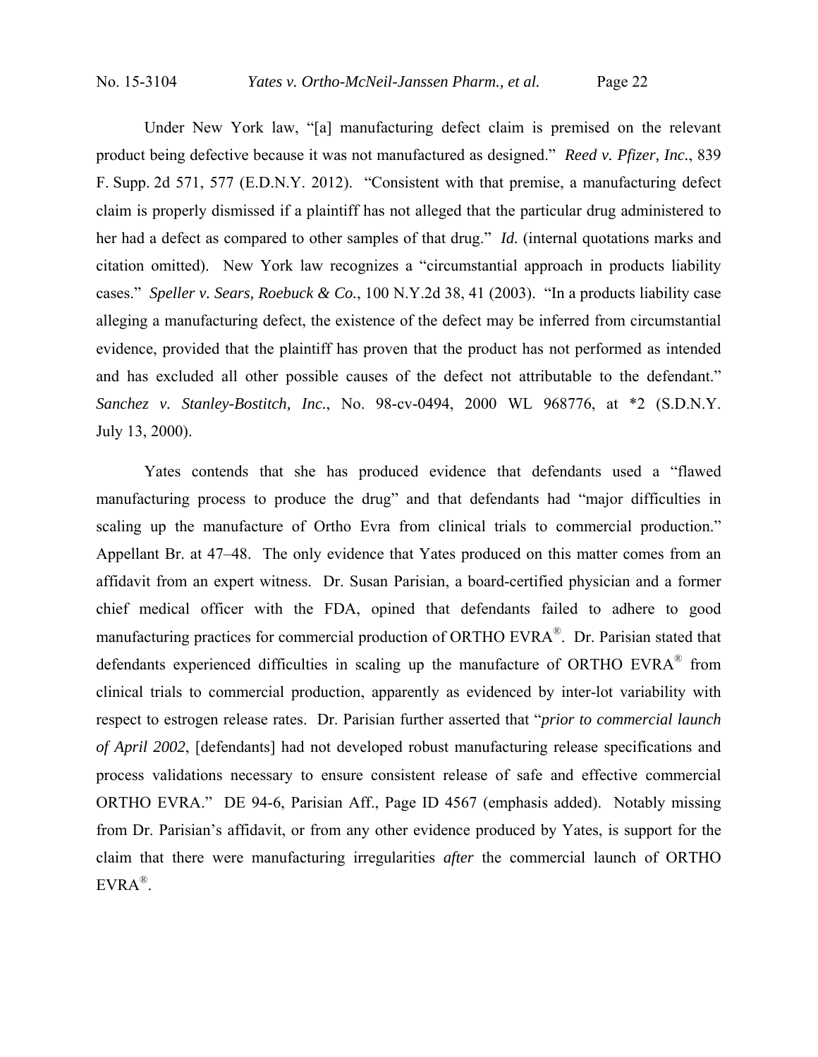Under New York law, "[a] manufacturing defect claim is premised on the relevant product being defective because it was not manufactured as designed." *Reed v. Pfizer, Inc.*, 839 F. Supp. 2d 571, 577 (E.D.N.Y. 2012). "Consistent with that premise, a manufacturing defect claim is properly dismissed if a plaintiff has not alleged that the particular drug administered to her had a defect as compared to other samples of that drug." *Id.* (internal quotations marks and citation omitted). New York law recognizes a "circumstantial approach in products liability cases." *Speller v. Sears, Roebuck & Co.*, 100 N.Y.2d 38, 41 (2003). "In a products liability case alleging a manufacturing defect, the existence of the defect may be inferred from circumstantial evidence, provided that the plaintiff has proven that the product has not performed as intended and has excluded all other possible causes of the defect not attributable to the defendant." *Sanchez v. Stanley-Bostitch, Inc.*, No. 98-cv-0494, 2000 WL 968776, at *2 (S.D.N.Y. July 13, 2000).

Yates contends that she has produced evidence that defendants used a "flawed manufacturing process to produce the drug" and that defendants had "major difficulties in scaling up the manufacture of Ortho Evra from clinical trials to commercial production." Appellant Br. at 47–48. The only evidence that Yates produced on this matter comes from an affidavit from an expert witness. Dr. Susan Parisian, a board-certified physician and a former chief medical officer with the FDA, opined that defendants failed to adhere to good manufacturing practices for commercial production of ORTHO EVRA®. Dr. Parisian stated that defendants experienced difficulties in scaling up the manufacture of ORTHO EVRA® from clinical trials to commercial production, apparently as evidenced by inter-lot variability with respect to estrogen release rates. Dr. Parisian further asserted that "*prior to commercial launch of April 2002*, [defendants] had not developed robust manufacturing release specifications and process validations necessary to ensure consistent release of safe and effective commercial ORTHO EVRA." DE 94-6, Parisian Aff., Page ID 4567 (emphasis added). Notably missing from Dr. Parisian's affidavit, or from any other evidence produced by Yates, is support for the claim that there were manufacturing irregularities *after* the commercial launch of ORTHO EVRA®.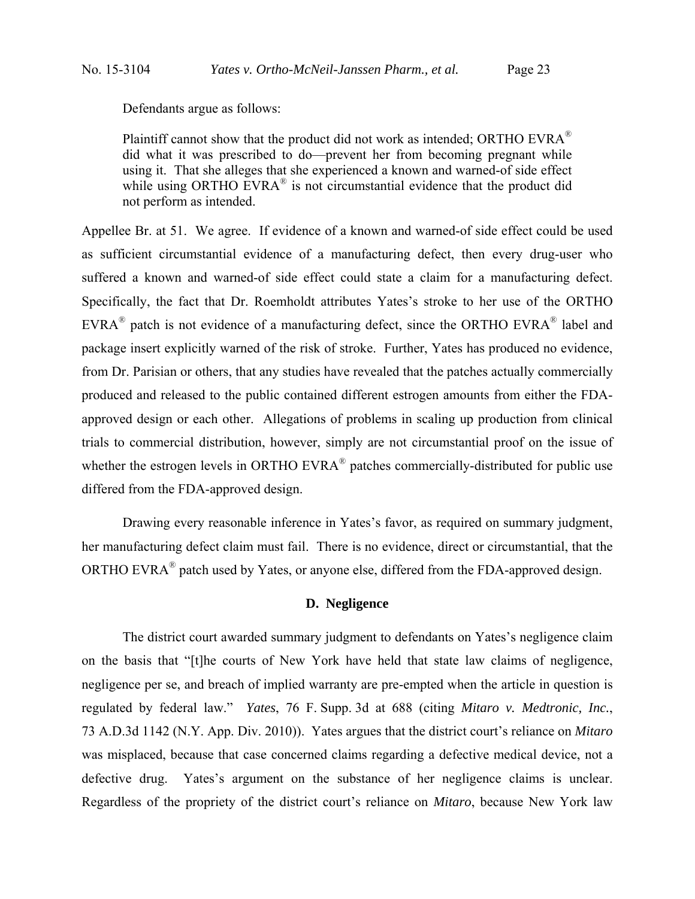Defendants argue as follows:

> Plaintiff cannot show that the product did not work as intended; ORTHO EVRA® did what it was prescribed to do—prevent her from becoming pregnant while using it. That she alleges that she experienced a known and warned-of side effect while using ORTHO EVRA® is not circumstantial evidence that the product did not perform as intended.

Appellee Br. at 51. We agree. If evidence of a known and warned-of side effect could be used as sufficient circumstantial evidence of a manufacturing defect, then every drug-user who suffered a known and warned-of side effect could state a claim for a manufacturing defect. Specifically, the fact that Dr. Roemholdt attributes Yates's stroke to her use of the ORTHO EVRA® patch is not evidence of a manufacturing defect, since the ORTHO EVRA® label and package insert explicitly warned of the risk of stroke. Further, Yates has produced no evidence, from Dr. Parisian or others, that any studies have revealed that the patches actually commercially produced and released to the public contained different estrogen amounts from either the FDA-approved design or each other. Allegations of problems in scaling up production from clinical trials to commercial distribution, however, simply are not circumstantial proof on the issue of whether the estrogen levels in ORTHO EVRA® patches commercially-distributed for public use differed from the FDA-approved design.

Drawing every reasonable inference in Yates's favor, as required on summary judgment, her manufacturing defect claim must fail. There is no evidence, direct or circumstantial, that the ORTHO EVRA® patch used by Yates, or anyone else, differed from the FDA-approved design.

### D. Negligence

The district court awarded summary judgment to defendants on Yates's negligence claim on the basis that "[t]he courts of New York have held that state law claims of negligence, negligence per se, and breach of implied warranty are pre-empted when the article in question is regulated by federal law." *Yates*, 76 F. Supp. 3d at 688 (citing *Mitaro v. Medtronic, Inc.*, 73 A.D.3d 1142 (N.Y. App. Div. 2010)). Yates argues that the district court's reliance on *Mitaro* was misplaced, because that case concerned claims regarding a defective medical device, not a defective drug. Yates's argument on the substance of her negligence claims is unclear. Regardless of the propriety of the district court's reliance on *Mitaro*, because New York law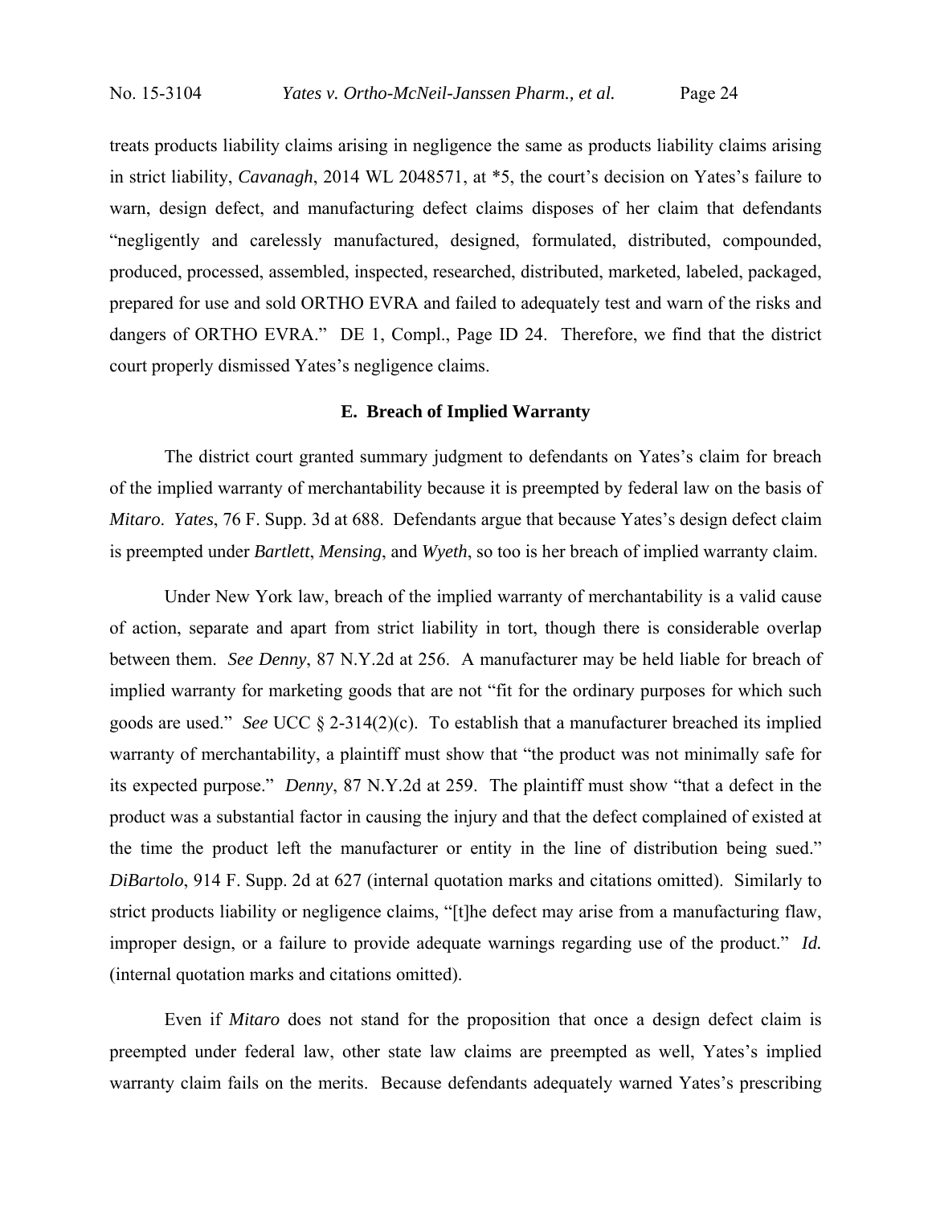treats products liability claims arising in negligence the same as products liability claims arising in strict liability, *Cavanagh*, 2014 WL 2048571, at *5, the court's decision on Yates's failure to warn, design defect, and manufacturing defect claims disposes of her claim that defendants "negligently and carelessly manufactured, designed, formulated, distributed, compounded, produced, processed, assembled, inspected, researched, distributed, marketed, labeled, packaged, prepared for use and sold ORTHO EVRA and failed to adequately test and warn of the risks and dangers of ORTHO EVRA." DE 1, Compl., Page ID 24. Therefore, we find that the district court properly dismissed Yates's negligence claims.

### E. Breach of Implied Warranty

The district court granted summary judgment to defendants on Yates's claim for breach of the implied warranty of merchantability because it is preempted by federal law on the basis of *Mitaro*. *Yates*, 76 F. Supp. 3d at 688. Defendants argue that because Yates's design defect claim is preempted under *Bartlett*, *Mensing*, and *Wyeth*, so too is her breach of implied warranty claim.

Under New York law, breach of the implied warranty of merchantability is a valid cause of action, separate and apart from strict liability in tort, though there is considerable overlap between them. *See Denny*, 87 N.Y.2d at 256. A manufacturer may be held liable for breach of implied warranty for marketing goods that are not "fit for the ordinary purposes for which such goods are used." *See* UCC § 2-314(2)(c). To establish that a manufacturer breached its implied warranty of merchantability, a plaintiff must show that "the product was not minimally safe for its expected purpose." *Denny*, 87 N.Y.2d at 259. The plaintiff must show "that a defect in the product was a substantial factor in causing the injury and that the defect complained of existed at the time the product left the manufacturer or entity in the line of distribution being sued." *DiBartolo*, 914 F. Supp. 2d at 627 (internal quotation marks and citations omitted). Similarly to strict products liability or negligence claims, "[t]he defect may arise from a manufacturing flaw, improper design, or a failure to provide adequate warnings regarding use of the product." *Id.* (internal quotation marks and citations omitted).

Even if *Mitaro* does not stand for the proposition that once a design defect claim is preempted under federal law, other state law claims are preempted as well, Yates's implied warranty claim fails on the merits. Because defendants adequately warned Yates's prescribing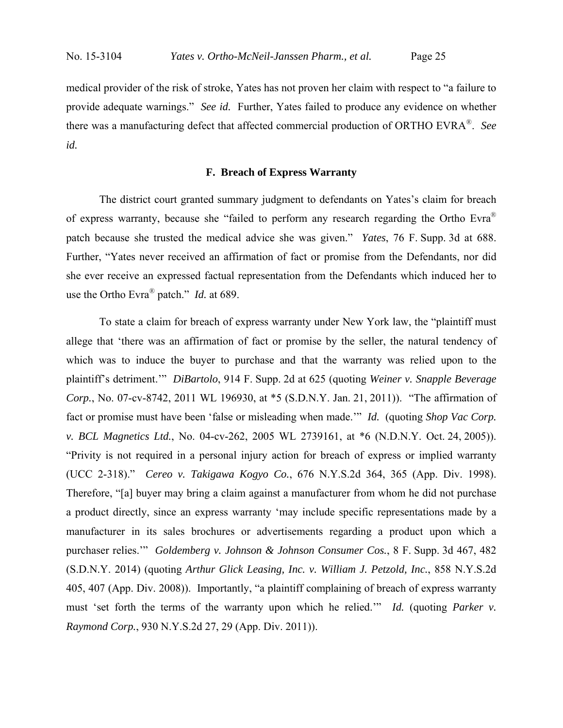medical provider of the risk of stroke, Yates has not proven her claim with respect to "a failure to provide adequate warnings." *See id.* Further, Yates failed to produce any evidence on whether there was a manufacturing defect that affected commercial production of ORTHO EVRA®. *See id.*

### F. Breach of Express Warranty

The district court granted summary judgment to defendants on Yates's claim for breach of express warranty, because she "failed to perform any research regarding the Ortho Evra® patch because she trusted the medical advice she was given." *Yates*, 76 F. Supp. 3d at 688. Further, "Yates never received an affirmation of fact or promise from the Defendants, nor did she ever receive an expressed factual representation from the Defendants which induced her to use the Ortho Evra® patch." *Id.* at 689.

To state a claim for breach of express warranty under New York law, the "plaintiff must allege that 'there was an affirmation of fact or promise by the seller, the natural tendency of which was to induce the buyer to purchase and that the warranty was relied upon to the plaintiff's detriment.'" *DiBartolo*, 914 F. Supp. 2d at 625 (quoting *Weiner v. Snapple Beverage Corp.*, No. 07-cv-8742, 2011 WL 196930, at *5 (S.D.N.Y. Jan. 21, 2011)). "The affirmation of fact or promise must have been 'false or misleading when made.'" *Id.* (quoting *Shop Vac Corp. v. BCL Magnetics Ltd.*, No. 04-cv-262, 2005 WL 2739161, at *6 (N.D.N.Y. Oct. 24, 2005)). "Privity is not required in a personal injury action for breach of express or implied warranty (UCC 2-318)." *Cereo v. Takigawa Kogyo Co.*, 676 N.Y.S.2d 364, 365 (App. Div. 1998). Therefore, "[a] buyer may bring a claim against a manufacturer from whom he did not purchase a product directly, since an express warranty 'may include specific representations made by a manufacturer in its sales brochures or advertisements regarding a product upon which a purchaser relies.'" *Goldemberg v. Johnson & Johnson Consumer Cos.*, 8 F. Supp. 3d 467, 482 (S.D.N.Y. 2014) (quoting *Arthur Glick Leasing, Inc. v. William J. Petzold, Inc.*, 858 N.Y.S.2d 405, 407 (App. Div. 2008)). Importantly, "a plaintiff complaining of breach of express warranty must 'set forth the terms of the warranty upon which he relied.'" *Id.* (quoting *Parker v. Raymond Corp.*, 930 N.Y.S.2d 27, 29 (App. Div. 2011)).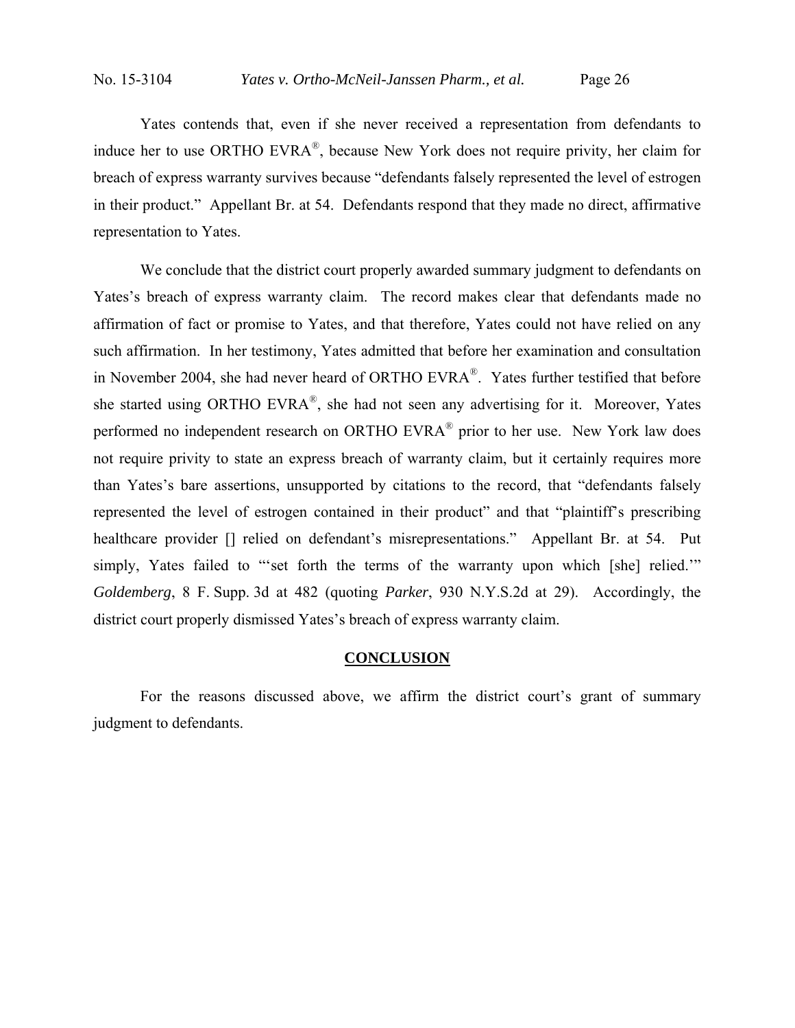Yates contends that, even if she never received a representation from defendants to induce her to use ORTHO EVRA®, because New York does not require privity, her claim for breach of express warranty survives because "defendants falsely represented the level of estrogen in their product." Appellant Br. at 54. Defendants respond that they made no direct, affirmative representation to Yates.

We conclude that the district court properly awarded summary judgment to defendants on Yates's breach of express warranty claim. The record makes clear that defendants made no affirmation of fact or promise to Yates, and that therefore, Yates could not have relied on any such affirmation. In her testimony, Yates admitted that before her examination and consultation in November 2004, she had never heard of ORTHO EVRA®. Yates further testified that before she started using ORTHO EVRA®, she had not seen any advertising for it. Moreover, Yates performed no independent research on ORTHO EVRA® prior to her use. New York law does not require privity to state an express breach of warranty claim, but it certainly requires more than Yates's bare assertions, unsupported by citations to the record, that "defendants falsely represented the level of estrogen contained in their product" and that "plaintiff's prescribing healthcare provider [] relied on defendant's misrepresentations." Appellant Br. at 54. Put simply, Yates failed to "'set forth the terms of the warranty upon which [she] relied.'" *Goldemberg*, 8 F. Supp. 3d at 482 (quoting *Parker*, 930 N.Y.S.2d at 29). Accordingly, the district court properly dismissed Yates's breach of express warranty claim.

## CONCLUSION

For the reasons discussed above, we affirm the district court's grant of summary judgment to defendants.